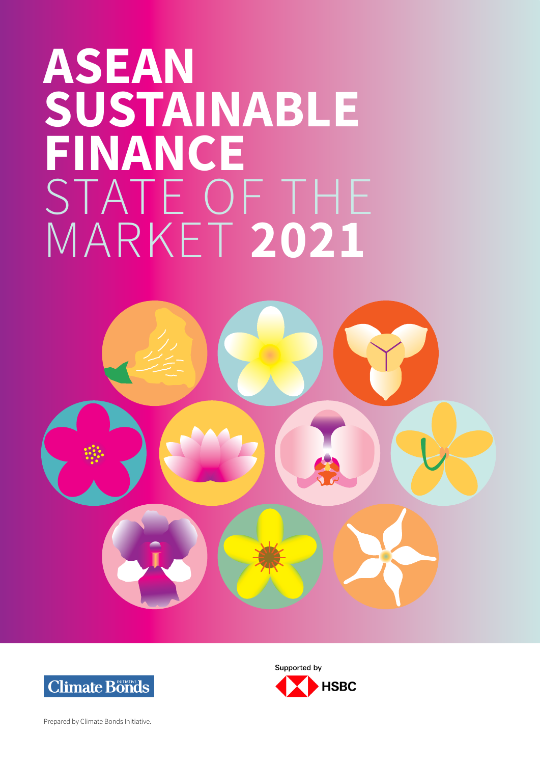# ASEAN SUSTAINABLE FINANCE STATE OF THE MARKET 2021

Climate Bonds Initiative

Supported by HSBC

Prepared by Climate Bonds Initiative.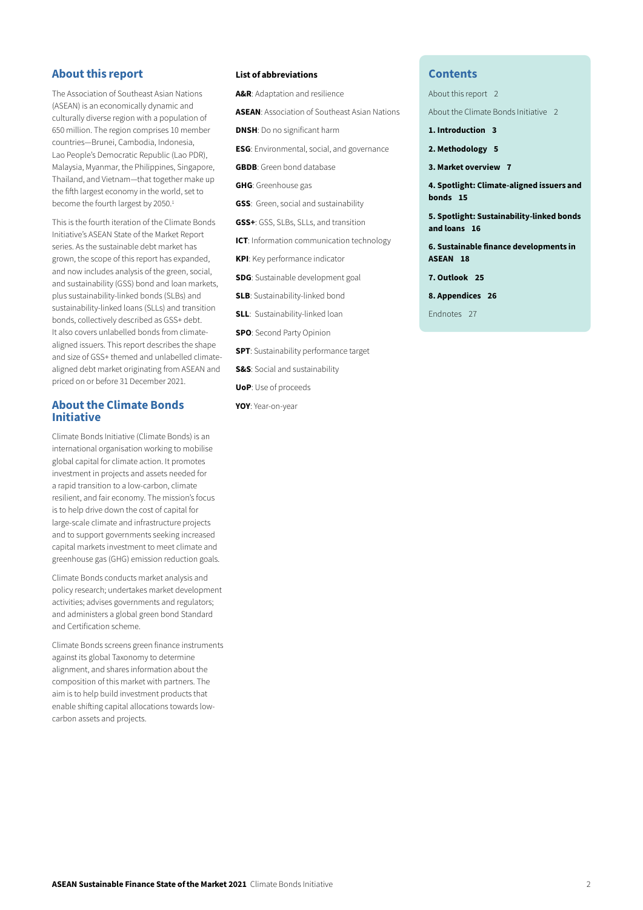## About this report

The Association of Southeast Asian Nations (ASEAN) is an economically dynamic and culturally diverse region with a population of 650 million. The region comprises 10 member countries—Brunei, Cambodia, Indonesia, Lao People's Democratic Republic (Lao PDR), Malaysia, Myanmar, the Philippines, Singapore, Thailand, and Vietnam—that together make up the fifth largest economy in the world, set to become the fourth largest by 2050.[1]

This is the fourth iteration of the Climate Bonds Initiative's ASEAN State of the Market Report series. As the sustainable debt market has grown, the scope of this report has expanded, and now includes analysis of the green, social, and sustainability (GSS) bond and loan markets, plus sustainability-linked bonds (SLBs) and sustainability-linked loans (SLLs) and transition bonds, collectively described as GSS+ debt. It also covers unlabelled bonds from climate-aligned issuers. This report describes the shape and size of GSS+ themed and unlabelled climate-aligned debt market originating from ASEAN and priced on or before 31 December 2021.

## About the Climate Bonds Initiative

Climate Bonds Initiative (Climate Bonds) is an international organisation working to mobilise global capital for climate action. It promotes investment in projects and assets needed for a rapid transition to a low-carbon, climate resilient, and fair economy. The mission's focus is to help drive down the cost of capital for large-scale climate and infrastructure projects and to support governments seeking increased capital markets investment to meet climate and greenhouse gas (GHG) emission reduction goals.

Climate Bonds conducts market analysis and policy research; undertakes market development activities; advises governments and regulators; and administers a global green bond Standard and Certification scheme.

Climate Bonds screens green finance instruments against its global Taxonomy to determine alignment, and shares information about the composition of this market with partners. The aim is to help build investment products that enable shifting capital allocations towards low-carbon assets and projects.

### List of abbreviations

**A&R**: Adaptation and resilience

**ASEAN**: Association of Southeast Asian Nations

**DNSH**: Do no significant harm

**ESG**: Environmental, social, and governance

**GBDB**: Green bond database

**GHG**: Greenhouse gas

**GSS**: Green, social and sustainability

**GSS+**: GSS, SLBs, SLLs, and transition

**ICT**: Information communication technology

**KPI**: Key performance indicator

**SDG**: Sustainable development goal

**SLB**: Sustainability-linked bond

**SLL**: Sustainability-linked loan

**SPO**: Second Party Opinion

**SPT**: Sustainability performance target

**S&S**: Social and sustainability

**UoP**: Use of proceeds

**YOY**: Year-on-year

## Contents

About this report 2

About the Climate Bonds Initiative 2

**1. Introduction 3**

**2. Methodology 5**

**3. Market overview 7**

**4. Spotlight: Climate-aligned issuers and bonds 15**

**5. Spotlight: Sustainability-linked bonds and loans 16**

**6. Sustainable finance developments in ASEAN 18**

**7. Outlook 25**

**8. Appendices 26**

Endnotes 27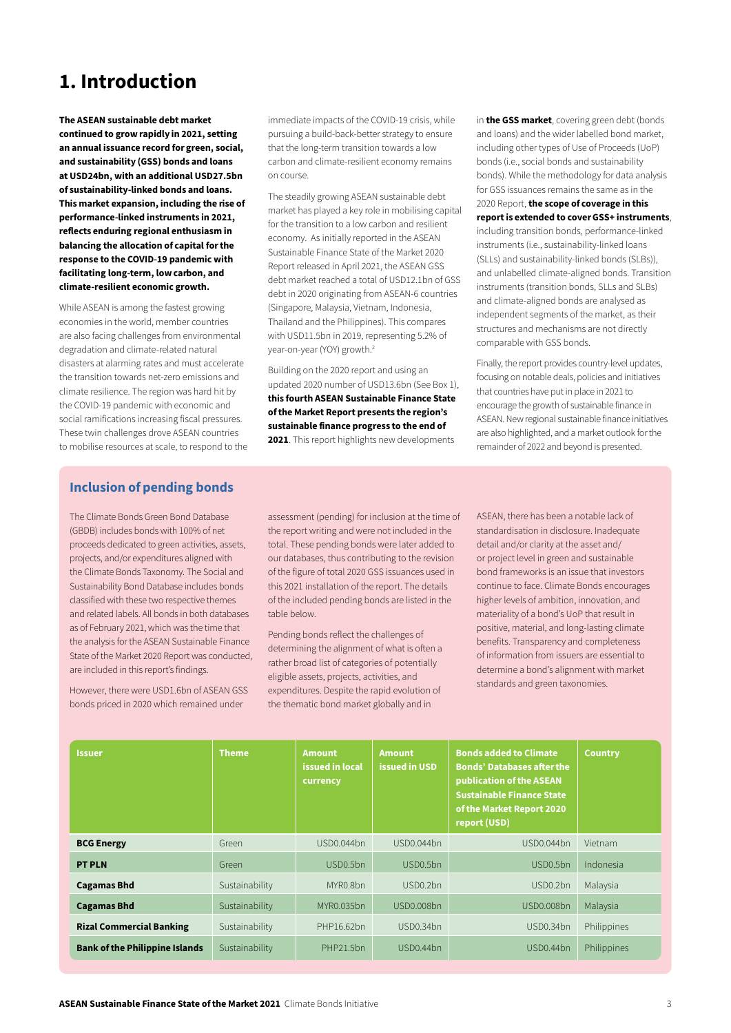# 1. Introduction

**The ASEAN sustainable debt market continued to grow rapidly in 2021, setting an annual issuance record for green, social, and sustainability (GSS) bonds and loans at USD24bn, with an additional USD27.5bn of sustainability-linked bonds and loans. This market expansion, including the rise of performance-linked instruments in 2021, reflects enduring regional enthusiasm in balancing the allocation of capital for the response to the COVID-19 pandemic with facilitating long-term, low carbon, and climate-resilient economic growth.**

While ASEAN is among the fastest growing economies in the world, member countries are also facing challenges from environmental degradation and climate-related natural disasters at alarming rates and must accelerate the transition towards net-zero emissions and climate resilience. The region was hard hit by the COVID-19 pandemic with economic and social ramifications increasing fiscal pressures. These twin challenges drove ASEAN countries to mobilise resources at scale, to respond to the immediate impacts of the COVID-19 crisis, while pursuing a build-back-better strategy to ensure that the long-term transition towards a low carbon and climate-resilient economy remains on course.

The steadily growing ASEAN sustainable debt market has played a key role in mobilising capital for the transition to a low carbon and resilient economy. As initially reported in the ASEAN Sustainable Finance State of the Market 2020 Report released in April 2021, the ASEAN GSS debt market reached a total of USD12.1bn of GSS debt in 2020 originating from ASEAN-6 countries (Singapore, Malaysia, Vietnam, Indonesia, Thailand and the Philippines). This compares with USD11.5bn in 2019, representing 5.2% of year-on-year (YOY) growth.[2]

Building on the 2020 report and using an updated 2020 number of USD13.6bn (See Box 1), **this fourth ASEAN Sustainable Finance State of the Market Report presents the region's sustainable finance progress to the end of 2021**. This report highlights new developments in **the GSS market**, covering green debt (bonds and loans) and the wider labelled bond market, including other types of Use of Proceeds (UoP) bonds (i.e., social bonds and sustainability bonds). While the methodology for data analysis for GSS issuances remains the same as in the 2020 Report, **the scope of coverage in this report is extended to cover GSS+ instruments**, including transition bonds, performance-linked instruments (i.e., sustainability-linked loans (SLLs) and sustainability-linked bonds (SLBs)), and unlabelled climate-aligned bonds. Transition instruments (transition bonds, SLLs and SLBs) and climate-aligned bonds are analysed as independent segments of the market, as their structures and mechanisms are not directly comparable with GSS bonds.

Finally, the report provides country-level updates, focusing on notable deals, policies and initiatives that countries have put in place in 2021 to encourage the growth of sustainable finance in ASEAN. New regional sustainable finance initiatives are also highlighted, and a market outlook for the remainder of 2022 and beyond is presented.

## Inclusion of pending bonds

The Climate Bonds Green Bond Database (GBDB) includes bonds with 100% of net proceeds dedicated to green activities, assets, projects, and/or expenditures aligned with the Climate Bonds Taxonomy. The Social and Sustainability Bond Database includes bonds classified with these two respective themes and related labels. All bonds in both databases as of February 2021, which was the time that the analysis for the ASEAN Sustainable Finance State of the Market 2020 Report was conducted, are included in this report's findings.

However, there were USD1.6bn of ASEAN GSS bonds priced in 2020 which remained under assessment (pending) for inclusion at the time of the report writing and were not included in the total. These pending bonds were later added to our databases, thus contributing to the revision of the figure of total 2020 GSS issuances used in this 2021 installation of the report. The details of the included pending bonds are listed in the table below.

Pending bonds reflect the challenges of determining the alignment of what is often a rather broad list of categories of potentially eligible assets, projects, activities, and expenditures. Despite the rapid evolution of the thematic bond market globally and in ASEAN, there has been a notable lack of standardisation in disclosure. Inadequate detail and/or clarity at the asset and/or project level in green and sustainable bond frameworks is an issue that investors continue to face. Climate Bonds encourages higher levels of ambition, innovation, and materiality of a bond's UoP that result in positive, material, and long-lasting climate benefits. Transparency and completeness of information from issuers are essential to determine a bond's alignment with market standards and green taxonomies.

| Issuer | Theme | Amount issued in local currency | Amount issued in USD | Bonds added to Climate Bonds' Databases after the publication of the ASEAN Sustainable Finance State of the Market Report 2020 report (USD) | Country |
|---|---|---|---|---|---|
| **BCG Energy** | Green | USD0.044bn | USD0.044bn | USD0.044bn | Vietnam |
| **PT PLN** | Green | USD0.5bn | USD0.5bn | USD0.5bn | Indonesia |
| **Cagamas Bhd** | Sustainability | MYR0.8bn | USD0.2bn | USD0.2bn | Malaysia |
| **Cagamas Bhd** | Sustainability | MYR0.035bn | USD0.008bn | USD0.008bn | Malaysia |
| **Rizal Commercial Banking** | Sustainability | PHP16.62bn | USD0.34bn | USD0.34bn | Philippines |
| **Bank of the Philippine Islands** | Sustainability | PHP21.5bn | USD0.44bn | USD0.44bn | Philippines |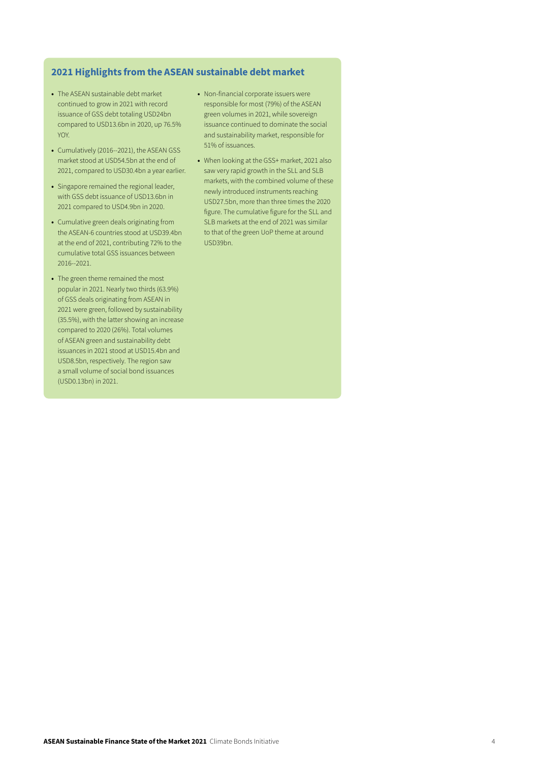## 2021 Highlights from the ASEAN sustainable debt market

- The ASEAN sustainable debt market continued to grow in 2021 with record issuance of GSS debt totaling USD24bn compared to USD13.6bn in 2020, up 76.5% YOY.
- Cumulatively (2016--2021), the ASEAN GSS market stood at USD54.5bn at the end of 2021, compared to USD30.4bn a year earlier.
- Singapore remained the regional leader, with GSS debt issuance of USD13.6bn in 2021 compared to USD4.9bn in 2020.
- Cumulative green deals originating from the ASEAN-6 countries stood at USD39.4bn at the end of 2021, contributing 72% to the cumulative total GSS issuances between 2016--2021.
- The green theme remained the most popular in 2021. Nearly two thirds (63.9%) of GSS deals originating from ASEAN in 2021 were green, followed by sustainability (35.5%), with the latter showing an increase compared to 2020 (26%). Total volumes of ASEAN green and sustainability debt issuances in 2021 stood at USD15.4bn and USD8.5bn, respectively. The region saw a small volume of social bond issuances (USD0.13bn) in 2021.
- Non-financial corporate issuers were responsible for most (79%) of the ASEAN green volumes in 2021, while sovereign issuance continued to dominate the social and sustainability market, responsible for 51% of issuances.
- When looking at the GSS+ market, 2021 also saw very rapid growth in the SLL and SLB markets, with the combined volume of these newly introduced instruments reaching USD27.5bn, more than three times the 2020 figure. The cumulative figure for the SLL and SLB markets at the end of 2021 was similar to that of the green UoP theme at around USD39bn.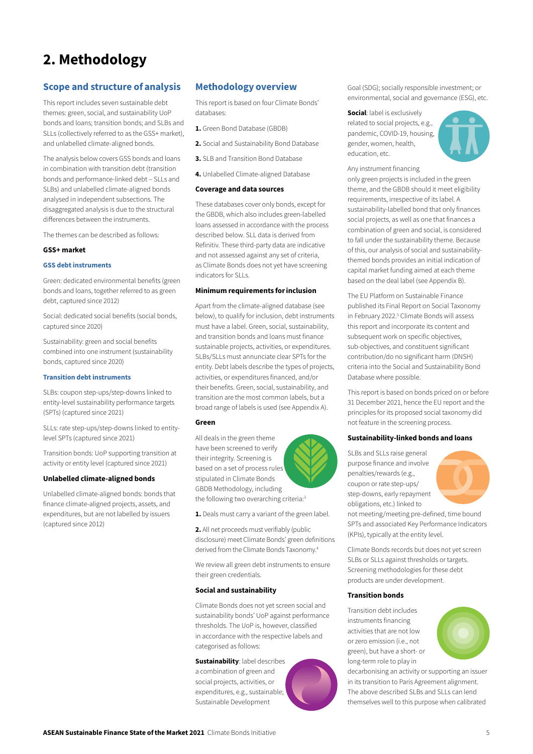# 2. Methodology

## Scope and structure of analysis

This report includes seven sustainable debt themes: green, social, and sustainability UoP bonds and loans; transition bonds; and SLBs and SLLs (collectively referred to as the GSS+ market), and unlabelled climate-aligned bonds.

The analysis below covers GSS bonds and loans in combination with transition debt (transition bonds and performance-linked debt – SLLs and SLBs) and unlabelled climate-aligned bonds analysed in independent subsections. The disaggregated analysis is due to the structural differences between the instruments.

The themes can be described as follows:

**GSS+ market**

**GSS debt instruments**

Green: dedicated environmental benefits (green bonds and loans, together referred to as green debt, captured since 2012)

Social: dedicated social benefits (social bonds, captured since 2020)

Sustainability: green and social benefits combined into one instrument (sustainability bonds, captured since 2020)

**Transition debt instruments**

SLBs: coupon step-ups/step-downs linked to entity-level sustainability performance targets (SPTs) (captured since 2021)

SLLs: rate step-ups/step-downs linked to entity-level SPTs (captured since 2021)

Transition bonds: UoP supporting transition at activity or entity level (captured since 2021)

**Unlabelled climate-aligned bonds**

Unlabelled climate-aligned bonds: bonds that finance climate-aligned projects, assets, and expenditures, but are not labelled by issuers (captured since 2012)

## Methodology overview

This report is based on four Climate Bonds' databases:

1. Green Bond Database (GBDB)
2. Social and Sustainability Bond Database
3. SLB and Transition Bond Database
4. Unlabelled Climate-aligned Database

### Coverage and data sources

These databases cover only bonds, except for the GBDB, which also includes green-labelled loans assessed in accordance with the process described below. SLL data is derived from Refinitiv. These third-party data are indicative and not assessed against any set of criteria, as Climate Bonds does not yet have screening indicators for SLLs.

### Minimum requirements for inclusion

Apart from the climate-aligned database (see below), to qualify for inclusion, debt instruments must have a label. Green, social, sustainability, and transition bonds and loans must finance sustainable projects, activities, or expenditures. SLBs/SLLs must annunciate clear SPTs for the entity. Debt labels describe the types of projects, activities, or expenditures financed, and/or their benefits. Green, social, sustainability, and transition are the most common labels, but a broad range of labels is used (see Appendix A).

### Green

All deals in the green theme have been screened to verify their integrity. Screening is based on a set of process rules stipulated in Climate Bonds GBDB Methodology, including the following two overarching criteria:[3]

1. Deals must carry a variant of the green label.

2. All net proceeds must verifiably (public disclosure) meet Climate Bonds' green definitions derived from the Climate Bonds Taxonomy.[4]

We review all green debt instruments to ensure their green credentials.

### Social and sustainability

Climate Bonds does not yet screen social and sustainability bonds' UoP against performance thresholds. The UoP is, however, classified in accordance with the respective labels and categorised as follows:

**Sustainability**: label describes a combination of green and social projects, activities, or expenditures, e.g., sustainable; Sustainable Development Goal (SDG); socially responsible investment; or environmental, social and governance (ESG), etc.

**Social**: label is exclusively related to social projects, e.g., pandemic, COVID-19, housing, gender, women, health, education, etc.

Any instrument financing only green projects is included in the green theme, and the GBDB should it meet eligibility requirements, irrespective of its label. A sustainability-labelled bond that only finances social projects, as well as one that finances a combination of green and social, is considered to fall under the sustainability theme. Because of this, our analysis of social and sustainability-themed bonds provides an initial indication of capital market funding aimed at each theme based on the deal label (see Appendix B).

The EU Platform on Sustainable Finance published its Final Report on Social Taxonomy in February 2022.[5] Climate Bonds will assess this report and incorporate its content and subsequent work on specific objectives, sub-objectives, and constituent significant contribution/do no significant harm (DNSH) criteria into the Social and Sustainability Bond Database where possible.

This report is based on bonds priced on or before 31 December 2021, hence the EU report and the principles for its proposed social taxonomy did not feature in the screening process.

### Sustainability-linked bonds and loans

SLBs and SLLs raise general purpose finance and involve penalties/rewards (e.g., coupon or rate step-ups/step-downs, early repayment obligations, etc.) linked to not meeting/meeting pre-defined, time bound SPTs and associated Key Performance Indicators (KPIs), typically at the entity level.

Climate Bonds records but does not yet screen SLBs or SLLs against thresholds or targets. Screening methodologies for these debt products are under development.

### Transition bonds

Transition debt includes instruments financing activities that are not low or zero emission (i.e., not green), but have a short- or long-term role to play in decarbonising an activity or supporting an issuer in its transition to Paris Agreement alignment. The above described SLBs and SLLs can lend themselves well to this purpose when calibrated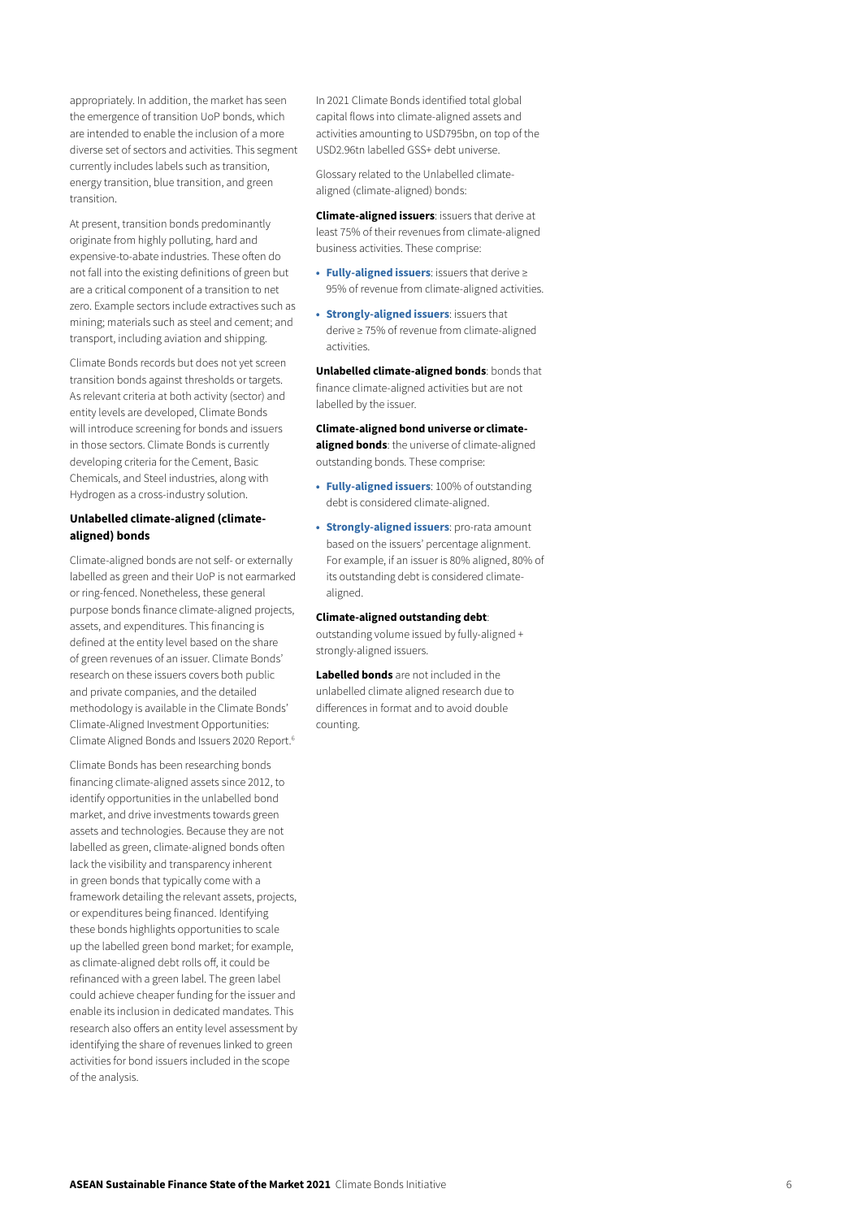appropriately. In addition, the market has seen the emergence of transition UoP bonds, which are intended to enable the inclusion of a more diverse set of sectors and activities. This segment currently includes labels such as transition, energy transition, blue transition, and green transition.

At present, transition bonds predominantly originate from highly polluting, hard and expensive-to-abate industries. These often do not fall into the existing definitions of green but are a critical component of a transition to net zero. Example sectors include extractives such as mining; materials such as steel and cement; and transport, including aviation and shipping.

Climate Bonds records but does not yet screen transition bonds against thresholds or targets. As relevant criteria at both activity (sector) and entity levels are developed, Climate Bonds will introduce screening for bonds and issuers in those sectors. Climate Bonds is currently developing criteria for the Cement, Basic Chemicals, and Steel industries, along with Hydrogen as a cross-industry solution.

### Unlabelled climate-aligned (climate-aligned) bonds

Climate-aligned bonds are not self- or externally labelled as green and their UoP is not earmarked or ring-fenced. Nonetheless, these general purpose bonds finance climate-aligned projects, assets, and expenditures. This financing is defined at the entity level based on the share of green revenues of an issuer. Climate Bonds' research on these issuers covers both public and private companies, and the detailed methodology is available in the Climate Bonds' Climate-Aligned Investment Opportunities: Climate Aligned Bonds and Issuers 2020 Report.[6]

Climate Bonds has been researching bonds financing climate-aligned assets since 2012, to identify opportunities in the unlabelled bond market, and drive investments towards green assets and technologies. Because they are not labelled as green, climate-aligned bonds often lack the visibility and transparency inherent in green bonds that typically come with a framework detailing the relevant assets, projects, or expenditures being financed. Identifying these bonds highlights opportunities to scale up the labelled green bond market; for example, as climate-aligned debt rolls off, it could be refinanced with a green label. The green label could achieve cheaper funding for the issuer and enable its inclusion in dedicated mandates. This research also offers an entity level assessment by identifying the share of revenues linked to green activities for bond issuers included in the scope of the analysis.

In 2021 Climate Bonds identified total global capital flows into climate-aligned assets and activities amounting to USD795bn, on top of the USD2.96tn labelled GSS+ debt universe.

Glossary related to the Unlabelled climate-aligned (climate-aligned) bonds:

**Climate-aligned issuers**: issuers that derive at least 75% of their revenues from climate-aligned business activities. These comprise:

- **Fully-aligned issuers**: issuers that derive ≥ 95% of revenue from climate-aligned activities.
- **Strongly-aligned issuers**: issuers that derive ≥ 75% of revenue from climate-aligned activities.

**Unlabelled climate-aligned bonds**: bonds that finance climate-aligned activities but are not labelled by the issuer.

**Climate-aligned bond universe or climate-aligned bonds**: the universe of climate-aligned outstanding bonds. These comprise:

- **Fully-aligned issuers**: 100% of outstanding debt is considered climate-aligned.
- **Strongly-aligned issuers**: pro-rata amount based on the issuers' percentage alignment. For example, if an issuer is 80% aligned, 80% of its outstanding debt is considered climate-aligned.

**Climate-aligned outstanding debt**: outstanding volume issued by fully-aligned + strongly-aligned issuers.

**Labelled bonds** are not included in the unlabelled climate aligned research due to differences in format and to avoid double counting.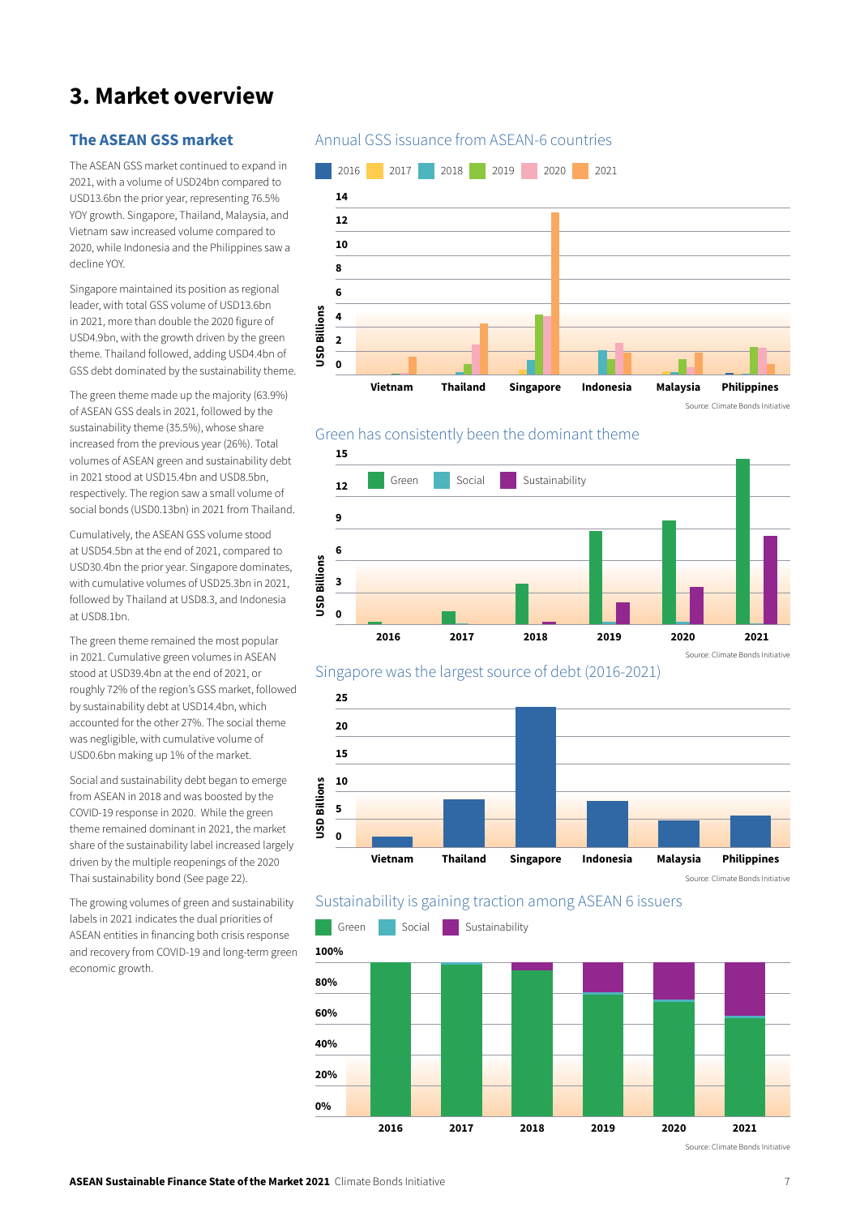# 3. Market overview

## The ASEAN GSS market

The ASEAN GSS market continued to expand in 2021, with a volume of USD24bn compared to USD13.6bn the prior year, representing 76.5% YOY growth. Singapore, Thailand, Malaysia, and Vietnam saw increased volume compared to 2020, while Indonesia and the Philippines saw a decline YOY.

Singapore maintained its position as regional leader, with total GSS volume of USD13.6bn in 2021, more than double the 2020 figure of USD4.9bn, with the growth driven by the green theme. Thailand followed, adding USD4.4bn of GSS debt dominated by the sustainability theme.

The green theme made up the majority (63.9%) of ASEAN GSS deals in 2021, followed by the sustainability theme (35.5%), whose share increased from the previous year (26%). Total volumes of ASEAN green and sustainability debt in 2021 stood at USD15.4bn and USD8.5bn, respectively. The region saw a small volume of social bonds (USD0.13bn) in 2021 from Thailand.

Cumulatively, the ASEAN GSS volume stood at USD54.5bn at the end of 2021, compared to USD30.4bn the prior year. Singapore dominates, with cumulative volumes of USD25.3bn in 2021, followed by Thailand at USD8.3, and Indonesia at USD8.1bn.

The green theme remained the most popular in 2021. Cumulative green volumes in ASEAN stood at USD39.4bn at the end of 2021, or roughly 72% of the region's GSS market, followed by sustainability debt at USD14.4bn, which accounted for the other 27%. The social theme was negligible, with cumulative volume of USD0.6bn making up 1% of the market.

Social and sustainability debt began to emerge from ASEAN in 2018 and was boosted by the COVID-19 response in 2020. While the green theme remained dominant in 2021, the market share of the sustainability label increased largely driven by the multiple reopenings of the 2020 Thai sustainability bond (See page 22).

The growing volumes of green and sustainability labels in 2021 indicates the dual priorities of ASEAN entities in financing both crisis response and recovery from COVID-19 and long-term green economic growth.

Annual GSS issuance from ASEAN-6 countries

Source: Climate Bonds Initiative

Green has consistently been the dominant theme

Source: Climate Bonds Initiative

Singapore was the largest source of debt (2016-2021)

Source: Climate Bonds Initiative

Sustainability is gaining traction among ASEAN 6 issuers

Source: Climate Bonds Initiative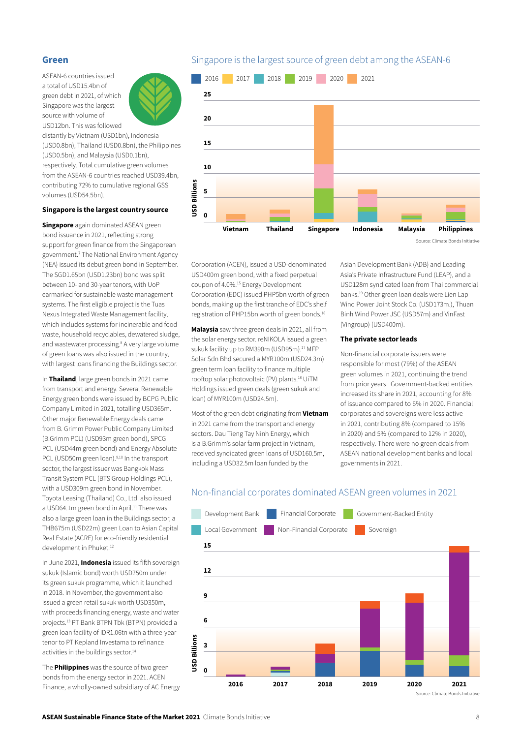## Green

ASEAN-6 countries issued a total of USD15.4bn of green debt in 2021, of which Singapore was the largest source with volume of USD12bn. This was followed distantly by Vietnam (USD1bn), Indonesia (USD0.8bn), Thailand (USD0.8bn), the Philippines (USD0.5bn), and Malaysia (USD0.1bn), respectively. Total cumulative green volumes from the ASEAN-6 countries reached USD39.4bn, contributing 72% to cumulative regional GSS volumes (USD54.5bn).

### Singapore is the largest country source

**Singapore** again dominated ASEAN green bond issuance in 2021, reflecting strong support for green finance from the Singaporean government.[7] The National Environment Agency (NEA) issued its debut green bond in September. The SGD1.65bn (USD1.23bn) bond was split between 10- and 30-year tenors, with UoP earmarked for sustainable waste management systems. The first eligible project is the Tuas Nexus Integrated Waste Management facility, which includes systems for incinerable and food waste, household recyclables, dewatered sludge, and wastewater processing.[8] A very large volume of green loans was also issued in the country, with largest loans financing the Buildings sector.

In **Thailand**, large green bonds in 2021 came from transport and energy. Several Renewable Energy green bonds were issued by BCPG Public Company Limited in 2021, totalling USD365m. Other major Renewable Energy deals came from B. Grimm Power Public Company Limited (B.Grimm PCL) (USD93m green bond), SPCG PCL (USD44m green bond) and Energy Absolute PCL (USD50m green loan).[9,10] In the transport sector, the largest issuer was Bangkok Mass Transit System PCL (BTS Group Holdings PCL), with a USD309m green bond in November. Toyota Leasing (Thailand) Co., Ltd. also issued a USD64.1m green bond in April.[11] There was also a large green loan in the Buildings sector, a THB675m (USD22m) green Loan to Asian Capital Real Estate (ACRE) for eco-friendly residential development in Phuket.[12]

In June 2021, **Indonesia** issued its fifth sovereign sukuk (Islamic bond) worth USD750m under its green sukuk programme, which it launched in 2018. In November, the government also issued a green retail sukuk worth USD350m, with proceeds financing energy, waste and water projects.[13] PT Bank BTPN Tbk (BTPN) provided a green loan facility of IDR1.06tn with a three-year tenor to PT Kepland Investama to refinance activities in the buildings sector.[14]

The **Philippines** was the source of two green bonds from the energy sector in 2021. ACEN Finance, a wholly-owned subsidiary of AC Energy Corporation (ACEN), issued a USD-denominated USD400m green bond, with a fixed perpetual coupon of 4.0%.[15] Energy Development Corporation (EDC) issued PHP5bn worth of green bonds, making up the first tranche of EDC's shelf registration of PHP15bn worth of green bonds.[16]

**Malaysia** saw three green deals in 2021, all from the solar energy sector. reNIKOLA issued a green sukuk facility up to RM390m (USD95m).[17] MFP Solar Sdn Bhd secured a MYR100m (USD24.3m) green term loan facility to finance multiple rooftop solar photovoltaic (PV) plants.[18] UiTM Holdings issued green deals (green sukuk and loan) of MYR100m (USD24.5m).

Most of the green debt originating from **Vietnam** in 2021 came from the transport and energy sectors. Dau Tieng Tay Ninh Energy, which is a B.Grimm's solar farm project in Vietnam, received syndicated green loans of USD160.5m, including a USD32.5m loan funded by the Asian Development Bank (ADB) and Leading Asia's Private Infrastructure Fund (LEAP), and a USD128m syndicated loan from Thai commercial banks.[19] Other green loan deals were Lien Lap Wind Power Joint Stock Co. (USD173m.), Thuan Binh Wind Power JSC (USD57m) and VinFast (Vingroup) (USD400m).

### The private sector leads

Non-financial corporate issuers were responsible for most (79%) of the ASEAN green volumes in 2021, continuing the trend from prior years. Government-backed entities increased its share in 2021, accounting for 8% of issuance compared to 6% in 2020. Financial corporates and sovereigns were less active in 2021, contributing 8% (compared to 15% in 2020) and 5% (compared to 12% in 2020), respectively. There were no green deals from ASEAN national development banks and local governments in 2021.

**Singapore is the largest source of green debt among the ASEAN-6**

Stacked bar chart (USD Billions) by country — Vietnam, Thailand, Singapore, Indonesia, Malaysia, Philippines — for years 2016, 2017, 2018, 2019, 2020, 2021.

Source: Climate Bonds Initiative

**Non-financial corporates dominated ASEAN green volumes in 2021**

Stacked bar chart (USD Billions) by year 2016–2021 and issuer type: Development Bank, Financial Corporate, Government-Backed Entity, Local Government, Non-Financial Corporate, Sovereign.

Source: Climate Bonds Initiative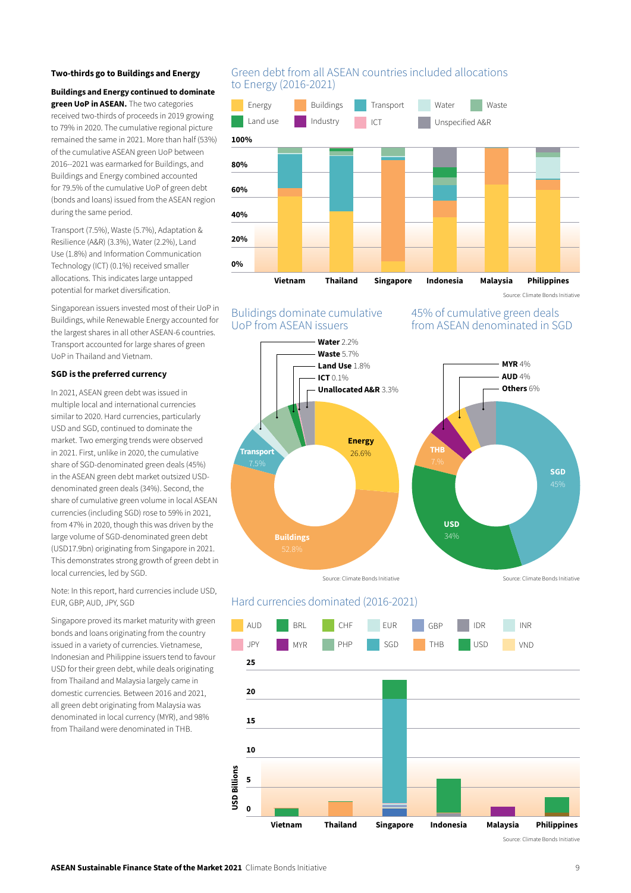## Two-thirds go to Buildings and Energy

**Buildings and Energy continued to dominate green UoP in ASEAN.** The two categories received two-thirds of proceeds in 2019 growing to 79% in 2020. The cumulative regional picture remained the same in 2021. More than half (53%) of the cumulative ASEAN green UoP between 2016–2021 was earmarked for Buildings, and Buildings and Energy combined accounted for 79.5% of the cumulative UoP of green debt (bonds and loans) issued from the ASEAN region during the same period.

Transport (7.5%), Waste (5.7%), Adaptation & Resilience (A&R) (3.3%), Water (2.2%), Land Use (1.8%) and Information Communication Technology (ICT) (0.1%) received smaller allocations. This indicates large untapped potential for market diversification.

Singaporean issuers invested most of their UoP in Buildings, while Renewable Energy accounted for the largest shares in all other ASEAN-6 countries. Transport accounted for large shares of green UoP in Thailand and Vietnam.

### SGD is the preferred currency

In 2021, ASEAN green debt was issued in multiple local and international currencies similar to 2020. Hard currencies, particularly USD and SGD, continued to dominate the market. Two emerging trends were observed in 2021. First, unlike in 2020, the cumulative share of SGD-denominated green deals (45%) in the ASEAN green debt market outsized USD-denominated green deals (34%). Second, the share of cumulative green volume in local ASEAN currencies (including SGD) rose to 59% in 2021, from 47% in 2020, though this was driven by the large volume of SGD-denominated green debt (USD17.9bn) originating from Singapore in 2021. This demonstrates strong growth of green debt in local currencies, led by SGD.

Note: In this report, hard currencies include USD, EUR, GBP, AUD, JPY, SGD

Singapore proved its market maturity with green bonds and loans originating from the country issued in a variety of currencies. Vietnamese, Indonesian and Philippine issuers tend to favour USD for their green debt, while deals originating from Thailand and Malaysia largely came in domestic currencies. Between 2016 and 2021, all green debt originating from Malaysia was denominated in local currency (MYR), and 98% from Thailand were denominated in THB.

### Green debt from all ASEAN countries included allocations to Energy (2016-2021)

Legend: Energy, Buildings, Transport, Water, Waste, Land use, Industry, ICT, Unspecified A&R

Countries: Vietnam, Thailand, Singapore, Indonesia, Malaysia, Philippines

Source: Climate Bonds Initiative

### Bulidings dominate cumulative UoP from ASEAN issuers

| Category | Share |
|---|---|
| Buildings | 52.8% |
| Energy | 26.6% |
| Transport | 7.5% |
| Waste | 5.7% |
| Unallocated A&R | 3.3% |
| Water | 2.2% |
| Land Use | 1.8% |
| ICT | 0.1% |

Source: Climate Bonds Initiative

### 45% of cumulative green deals from ASEAN denominated in SGD

| Currency | Share |
|---|---|
| SGD | 45% |
| USD | 34% |
| THB | 7.% |
| MYR | 4% |
| AUD | 4% |
| Others | 6% |

Source: Climate Bonds Initiative

### Hard currencies dominated (2016-2021)

Legend: AUD, BRL, CHF, EUR, GBP, IDR, INR, JPY, MYR, PHP, SGD, THB, USD, VND

Y-axis: USD Billions (0–25)

Countries: Vietnam, Thailand, Singapore, Indonesia, Malaysia, Philippines

Source: Climate Bonds Initiative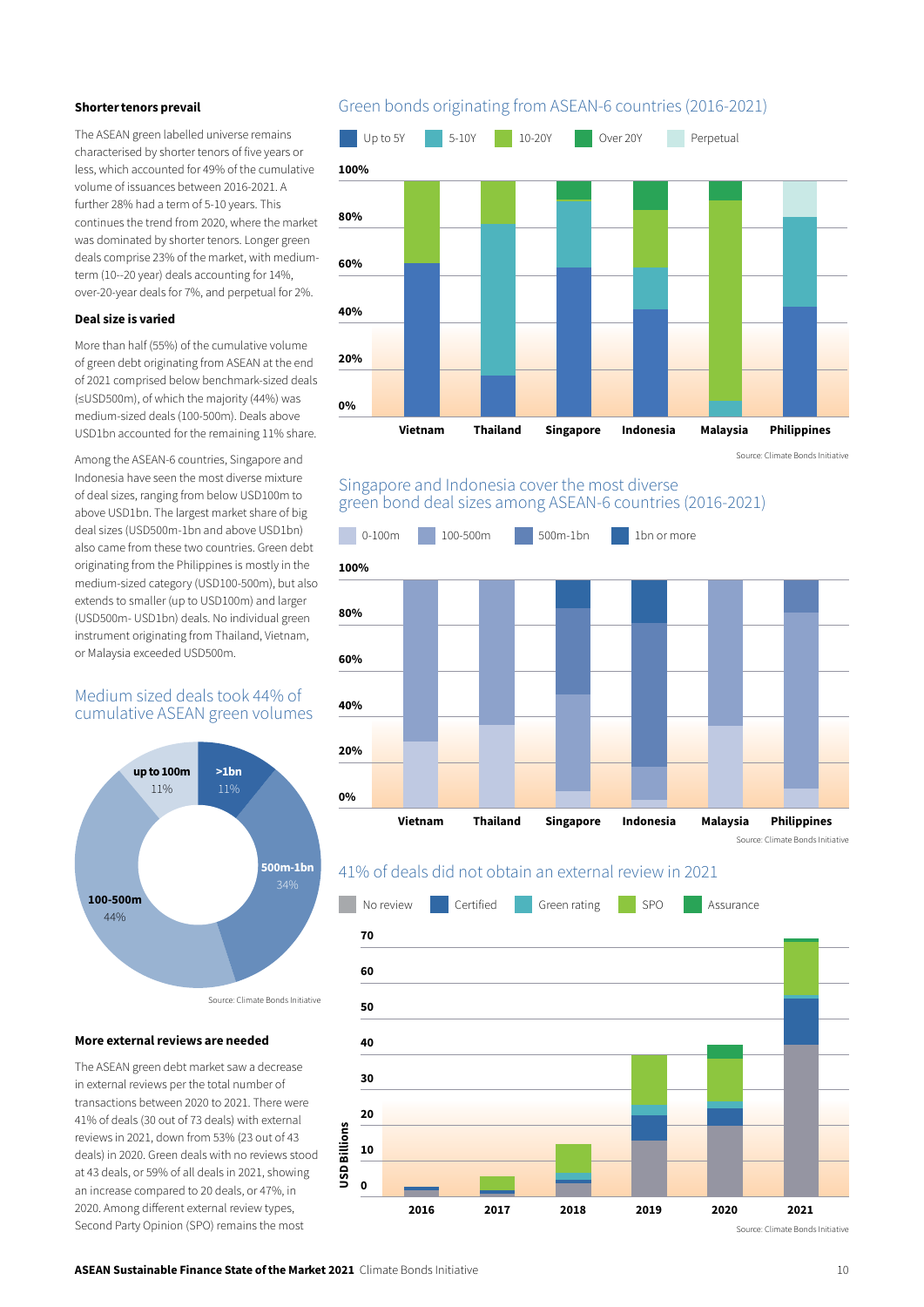### Shorter tenors prevail

The ASEAN green labelled universe remains characterised by shorter tenors of five years or less, which accounted for 49% of the cumulative volume of issuances between 2016-2021. A further 28% had a term of 5-10 years. This continues the trend from 2020, where the market was dominated by shorter tenors. Longer green deals comprise 23% of the market, with medium-term (10--20 year) deals accounting for 14%, over-20-year deals for 7%, and perpetual for 2%.

### Deal size is varied

More than half (55%) of the cumulative volume of green debt originating from ASEAN at the end of 2021 comprised below benchmark-sized deals (≤USD500m), of which the majority (44%) was medium-sized deals (100-500m). Deals above USD1bn accounted for the remaining 11% share.

Among the ASEAN-6 countries, Singapore and Indonesia have seen the most diverse mixture of deal sizes, ranging from below USD100m to above USD1bn. The largest market share of big deal sizes (USD500m-1bn and above USD1bn) also came from these two countries. Green debt originating from the Philippines is mostly in the medium-sized category (USD100-500m), but also extends to smaller (up to USD100m) and larger (USD500m- USD1bn) deals. No individual green instrument originating from Thailand, Vietnam, or Malaysia exceeded USD500m.

## Medium sized deals took 44% of cumulative ASEAN green volumes

- up to 100m: 11%
- >1bn: 11%
- 500m-1bn: 34%
- 100-500m: 44%

Source: Climate Bonds Initiative

### More external reviews are needed

The ASEAN green debt market saw a decrease in external reviews per the total number of transactions between 2020 to 2021. There were 41% of deals (30 out of 73 deals) with external reviews in 2021, down from 53% (23 out of 43 deals) in 2020. Green deals with no reviews stood at 43 deals, or 59% of all deals in 2021, showing an increase compared to 20 deals, or 47%, in 2020. Among different external review types, Second Party Opinion (SPO) remains the most

## Green bonds originating from ASEAN-6 countries (2016-2021)

Legend: Up to 5Y, 5-10Y, 10-20Y, Over 20Y, Perpetual

Countries: Vietnam, Thailand, Singapore, Indonesia, Malaysia, Philippines

Source: Climate Bonds Initiative

## Singapore and Indonesia cover the most diverse green bond deal sizes among ASEAN-6 countries (2016-2021)

Legend: 0-100m, 100-500m, 500m-1bn, 1bn or more

Countries: Vietnam, Thailand, Singapore, Indonesia, Malaysia, Philippines

Source: Climate Bonds Initiative

## 41% of deals did not obtain an external review in 2021

Legend: No review, Certified, Green rating, SPO, Assurance

USD Billions; years: 2016, 2017, 2018, 2019, 2020, 2021

Source: Climate Bonds Initiative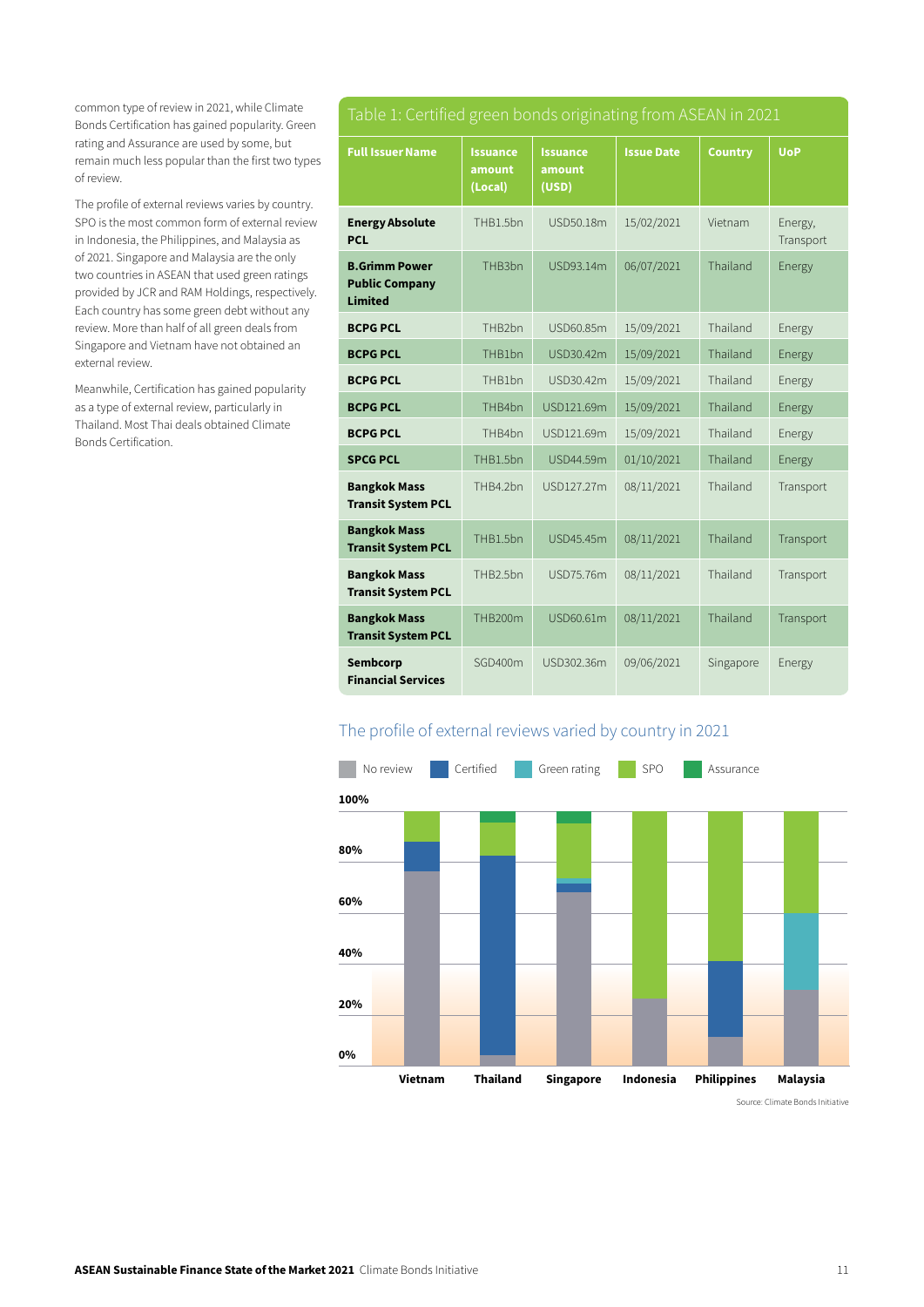common type of review in 2021, while Climate Bonds Certification has gained popularity. Green rating and Assurance are used by some, but remain much less popular than the first two types of review.

The profile of external reviews varies by country. SPO is the most common form of external review in Indonesia, the Philippines, and Malaysia as of 2021. Singapore and Malaysia are the only two countries in ASEAN that used green ratings provided by JCR and RAM Holdings, respectively. Each country has some green debt without any review. More than half of all green deals from Singapore and Vietnam have not obtained an external review.

Meanwhile, Certification has gained popularity as a type of external review, particularly in Thailand. Most Thai deals obtained Climate Bonds Certification.

## Table 1: Certified green bonds originating from ASEAN in 2021

| Full Issuer Name | Issuance amount (Local) | Issuance amount (USD) | Issue Date | Country | UoP |
|---|---|---|---|---|---|
| **Energy Absolute PCL** | THB1.5bn | USD50.18m | 15/02/2021 | Vietnam | Energy, Transport |
| **B.Grimm Power Public Company Limited** | THB3bn | USD93.14m | 06/07/2021 | Thailand | Energy |
| **BCPG PCL** | THB2bn | USD60.85m | 15/09/2021 | Thailand | Energy |
| **BCPG PCL** | THB1bn | USD30.42m | 15/09/2021 | Thailand | Energy |
| **BCPG PCL** | THB1bn | USD30.42m | 15/09/2021 | Thailand | Energy |
| **BCPG PCL** | THB4bn | USD121.69m | 15/09/2021 | Thailand | Energy |
| **BCPG PCL** | THB4bn | USD121.69m | 15/09/2021 | Thailand | Energy |
| **SPCG PCL** | THB1.5bn | USD44.59m | 01/10/2021 | Thailand | Energy |
| **Bangkok Mass Transit System PCL** | THB4.2bn | USD127.27m | 08/11/2021 | Thailand | Transport |
| **Bangkok Mass Transit System PCL** | THB1.5bn | USD45.45m | 08/11/2021 | Thailand | Transport |
| **Bangkok Mass Transit System PCL** | THB2.5bn | USD75.76m | 08/11/2021 | Thailand | Transport |
| **Bangkok Mass Transit System PCL** | THB200m | USD60.61m | 08/11/2021 | Thailand | Transport |
| **Sembcorp Financial Services** | SGD400m | USD302.36m | 09/06/2021 | Singapore | Energy |

## The profile of external reviews varied by country in 2021

Legend: No review, Certified, Green rating, SPO, Assurance

Countries: Vietnam, Thailand, Singapore, Indonesia, Philippines, Malaysia

Source: Climate Bonds Initiative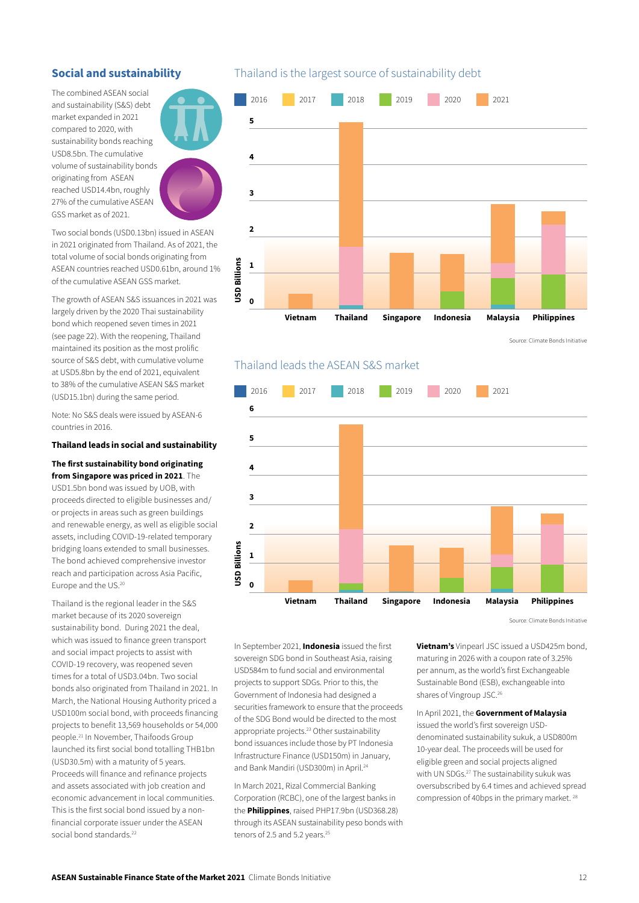## Social and sustainability

The combined ASEAN social and sustainability (S&S) debt market expanded in 2021 compared to 2020, with sustainability bonds reaching USD8.5bn. The cumulative volume of sustainability bonds originating from ASEAN reached USD14.4bn, roughly 27% of the cumulative ASEAN GSS market as of 2021.

Two social bonds (USD0.13bn) issued in ASEAN in 2021 originated from Thailand. As of 2021, the total volume of social bonds originating from ASEAN countries reached USD0.61bn, around 1% of the cumulative ASEAN GSS market.

The growth of ASEAN S&S issuances in 2021 was largely driven by the 2020 Thai sustainability bond which reopened seven times in 2021 (see page 22). With the reopening, Thailand maintained its position as the most prolific source of S&S debt, with cumulative volume at USD5.8bn by the end of 2021, equivalent to 38% of the cumulative ASEAN S&S market (USD15.1bn) during the same period.

Note: No S&S deals were issued by ASEAN-6 countries in 2016.

### Thailand leads in social and sustainability

**The first sustainability bond originating from Singapore was priced in 2021**. The USD1.5bn bond was issued by UOB, with proceeds directed to eligible businesses and/or projects in areas such as green buildings and renewable energy, as well as eligible social assets, including COVID-19-related temporary bridging loans extended to small businesses. The bond achieved comprehensive investor reach and participation across Asia Pacific, Europe and the US.[20]

Thailand is the regional leader in the S&S market because of its 2020 sovereign sustainability bond. During 2021 the deal, which was issued to finance green transport and social impact projects to assist with COVID-19 recovery, was reopened seven times for a total of USD3.04bn. Two social bonds also originated from Thailand in 2021. In March, the National Housing Authority priced a USD100m social bond, with proceeds financing projects to benefit 13,569 households or 54,000 people.[21] In November, Thaifoods Group launched its first social bond totalling THB1bn (USD30.5m) with a maturity of 5 years. Proceeds will finance and refinance projects and assets associated with job creation and economic advancement in local communities. This is the first social bond issued by a non-financial corporate issuer under the ASEAN social bond standards.[22]

### Thailand is the largest source of sustainability debt

Legend: 2016, 2017, 2018, 2019, 2020, 2021

Y-axis: USD Billions (0–5)

X-axis: Vietnam, Thailand, Singapore, Indonesia, Malaysia, Philippines

Source: Climate Bonds Initiative

### Thailand leads the ASEAN S&S market

Legend: 2016, 2017, 2018, 2019, 2020, 2021

Y-axis: USD Billions (0–6)

X-axis: Vietnam, Thailand, Singapore, Indonesia, Malaysia, Philippines

Source: Climate Bonds Initiative

In September 2021, **Indonesia** issued the first sovereign SDG bond in Southeast Asia, raising USD584m to fund social and environmental projects to support SDGs. Prior to this, the Government of Indonesia had designed a securities framework to ensure that the proceeds of the SDG Bond would be directed to the most appropriate projects.[23] Other sustainability bond issuances include those by PT Indonesia Infrastructure Finance (USD150m) in January, and Bank Mandiri (USD300m) in April.[24]

In March 2021, Rizal Commercial Banking Corporation (RCBC), one of the largest banks in the **Philippines**, raised PHP17.9bn (USD368.28) through its ASEAN sustainability peso bonds with tenors of 2.5 and 5.2 years.[25]

**Vietnam's** Vinpearl JSC issued a USD425m bond, maturing in 2026 with a coupon rate of 3.25% per annum, as the world's first Exchangeable Sustainable Bond (ESB), exchangeable into shares of Vingroup JSC.[26]

In April 2021, the **Government of Malaysia** issued the world's first sovereign USD-denominated sustainability sukuk, a USD800m 10-year deal. The proceeds will be used for eligible green and social projects aligned with UN SDGs.[27] The sustainability sukuk was oversubscribed by 6.4 times and achieved spread compression of 40bps in the primary market.[28]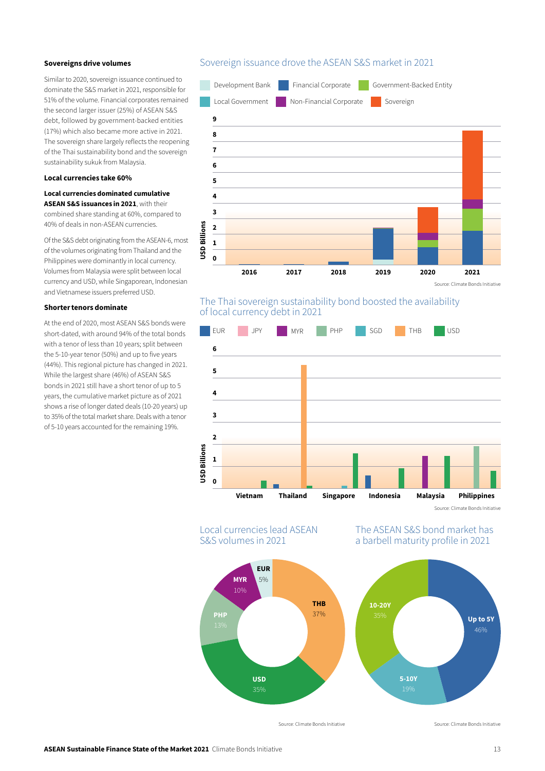### Sovereigns drive volumes

Similar to 2020, sovereign issuance continued to dominate the S&S market in 2021, responsible for 51% of the volume. Financial corporates remained the second larger issuer (25%) of ASEAN S&S debt, followed by government-backed entities (17%) which also became more active in 2021. The sovereign share largely reflects the reopening of the Thai sustainability bond and the sovereign sustainability sukuk from Malaysia.

### Local currencies take 60%

**Local currencies dominated cumulative ASEAN S&S issuances in 2021**, with their combined share standing at 60%, compared to 40% of deals in non-ASEAN currencies.

Of the S&S debt originating from the ASEAN-6, most of the volumes originating from Thailand and the Philippines were dominantly in local currency. Volumes from Malaysia were split between local currency and USD, while Singaporean, Indonesian and Vietnamese issuers preferred USD.

### Shorter tenors dominate

At the end of 2020, most ASEAN S&S bonds were short-dated, with around 94% of the total bonds with a tenor of less than 10 years; split between the 5-10-year tenor (50%) and up to five years (44%). This regional picture has changed in 2021. While the largest share (46%) of ASEAN S&S bonds in 2021 still have a short tenor of up to 5 years, the cumulative market picture as of 2021 shows a rise of longer dated deals (10-20 years) up to 35% of the total market share. Deals with a tenor of 5-10 years accounted for the remaining 19%.

Sovereign issuance drove the ASEAN S&S market in 2021

Source: Climate Bonds Initiative

The Thai sovereign sustainability bond boosted the availability of local currency debt in 2021

Source: Climate Bonds Initiative

Local currencies lead ASEAN S&S volumes in 2021

| Currency | Share |
|---|---|
| THB | 37% |
| USD | 35% |
| PHP | 13% |
| MYR | 10% |
| EUR | 5% |

Source: Climate Bonds Initiative

The ASEAN S&S bond market has a barbell maturity profile in 2021

| Tenor | Share |
|---|---|
| Up to 5Y | 46% |
| 5-10Y | 19% |
| 10-20Y | 35% |

Source: Climate Bonds Initiative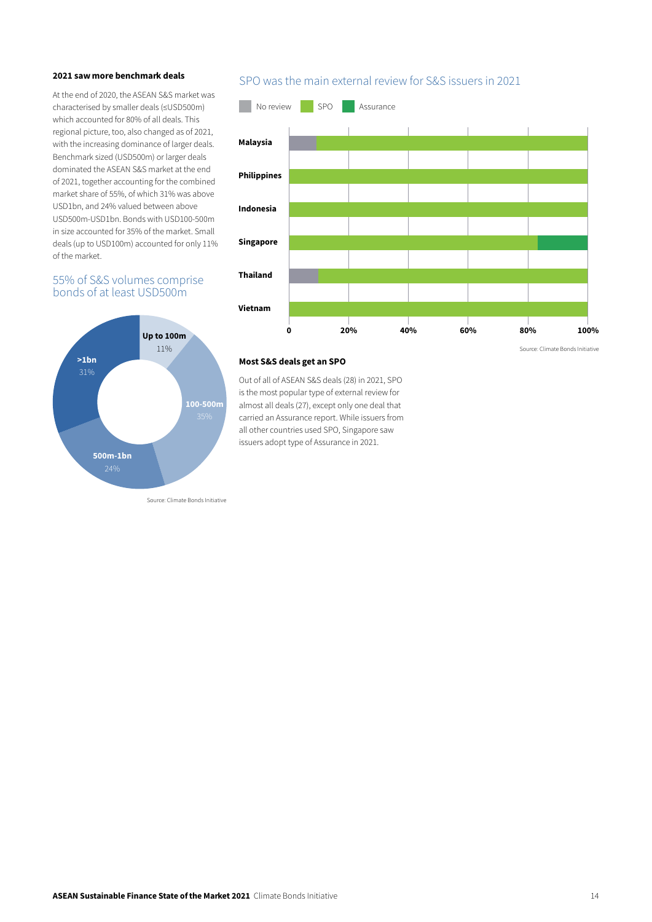### 2021 saw more benchmark deals

At the end of 2020, the ASEAN S&S market was characterised by smaller deals (≤USD500m) which accounted for 80% of all deals. This regional picture, too, also changed as of 2021, with the increasing dominance of larger deals. Benchmark sized (USD500m) or larger deals dominated the ASEAN S&S market at the end of 2021, together accounting for the combined market share of 55%, of which 31% was above USD1bn, and 24% valued between above USD500m-USD1bn. Bonds with USD100-500m in size accounted for 35% of the market. Small deals (up to USD100m) accounted for only 11% of the market.

## 55% of S&S volumes comprise bonds of at least USD500m

| Size | Share |
|---|---|
| Up to 100m | 11% |
| 100-500m | 35% |
| 500m-1bn | 24% |
| >1bn | 31% |

Source: Climate Bonds Initiative

## SPO was the main external review for S&S issuers in 2021

No review | SPO | Assurance

Malaysia, Philippines, Indonesia, Singapore, Thailand, Vietnam

0 | 20% | 40% | 60% | 80% | 100%

Source: Climate Bonds Initiative

### Most S&S deals get an SPO

Out of all of ASEAN S&S deals (28) in 2021, SPO is the most popular type of external review for almost all deals (27), except only one deal that carried an Assurance report. While issuers from all other countries used SPO, Singapore saw issuers adopt type of Assurance in 2021.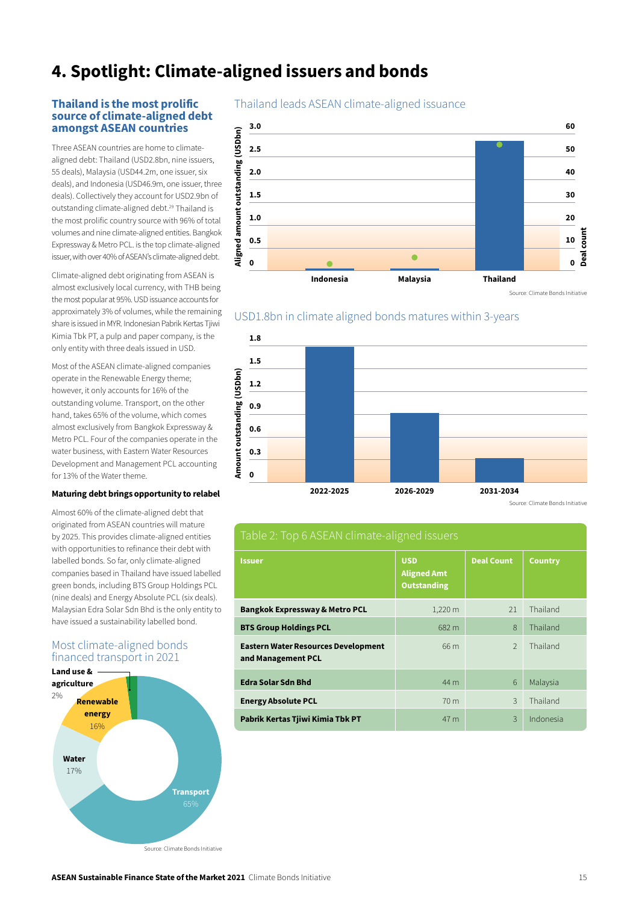# 4. Spotlight: Climate-aligned issuers and bonds

## Thailand is the most prolific source of climate-aligned debt amongst ASEAN countries

Three ASEAN countries are home to climate-aligned debt: Thailand (USD2.8bn, nine issuers, 55 deals), Malaysia (USD44.2m, one issuer, six deals), and Indonesia (USD46.9m, one issuer, three deals). Collectively they account for USD2.9bn of outstanding climate-aligned debt.[29] Thailand is the most prolific country source with 96% of total volumes and nine climate-aligned entities. Bangkok Expressway & Metro PCL. is the top climate-aligned issuer, with over 40% of ASEAN's climate-aligned debt.

Climate-aligned debt originating from ASEAN is almost exclusively local currency, with THB being the most popular at 95%. USD issuance accounts for approximately 3% of volumes, while the remaining share is issued in MYR. Indonesian Pabrik Kertas Tjiwi Kimia Tbk PT, a pulp and paper company, is the only entity with three deals issued in USD.

Most of the ASEAN climate-aligned companies operate in the Renewable Energy theme; however, it only accounts for 16% of the outstanding volume. Transport, on the other hand, takes 65% of the volume, which comes almost exclusively from Bangkok Expressway & Metro PCL. Four of the companies operate in the water business, with Eastern Water Resources Development and Management PCL accounting for 13% of the Water theme.

**Maturing debt brings opportunity to relabel**

Almost 60% of the climate-aligned debt that originated from ASEAN countries will mature by 2025. This provides climate-aligned entities with opportunities to refinance their debt with labelled bonds. So far, only climate-aligned companies based in Thailand have issued labelled green bonds, including BTS Group Holdings PCL (nine deals) and Energy Absolute PCL (six deals). Malaysian Edra Solar Sdn Bhd is the only entity to have issued a sustainability labelled bond.

### Most climate-aligned bonds financed transport in 2021

Land use & agriculture 2%; Renewable energy 16%; Water 17%; Transport 65%

Source: Climate Bonds Initiative

### Thailand leads ASEAN climate-aligned issuance

Source: Climate Bonds Initiative

### USD1.8bn in climate aligned bonds matures within 3-years

Source: Climate Bonds Initiative

**Table 2: Top 6 ASEAN climate-aligned issuers**

| Issuer | USD Aligned Amt Outstanding | Deal Count | Country |
|---|---|---|---|
| Bangkok Expressway & Metro PCL | 1,220 m | 21 | Thailand |
| BTS Group Holdings PCL | 682 m | 8 | Thailand |
| Eastern Water Resources Development and Management PCL | 66 m | 2 | Thailand |
| Edra Solar Sdn Bhd | 44 m | 6 | Malaysia |
| Energy Absolute PCL | 70 m | 3 | Thailand |
| Pabrik Kertas Tjiwi Kimia Tbk PT | 47 m | 3 | Indonesia |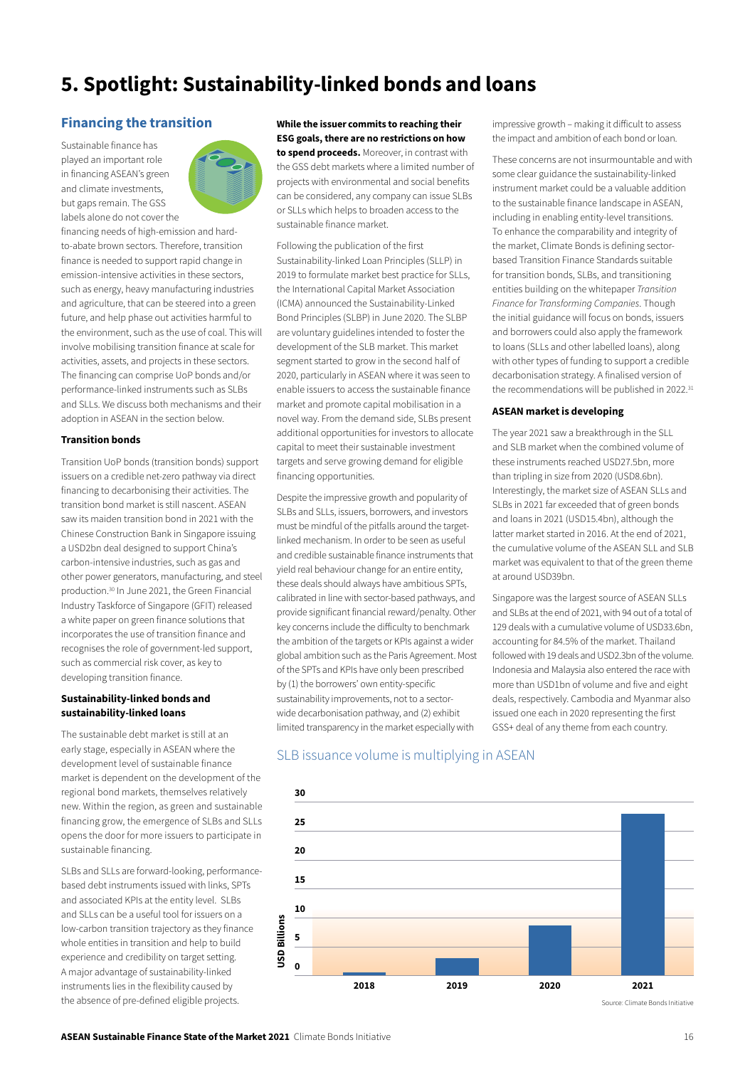# 5. Spotlight: Sustainability-linked bonds and loans

## Financing the transition

Sustainable finance has played an important role in financing ASEAN's green and climate investments, but gaps remain. The GSS labels alone do not cover the financing needs of high-emission and hard-to-abate brown sectors. Therefore, transition finance is needed to support rapid change in emission-intensive activities in these sectors, such as energy, heavy manufacturing industries and agriculture, that can be steered into a green future, and help phase out activities harmful to the environment, such as the use of coal. This will involve mobilising transition finance at scale for activities, assets, and projects in these sectors. The financing can comprise UoP bonds and/or performance-linked instruments such as SLBs and SLLs. We discuss both mechanisms and their adoption in ASEAN in the section below.

### Transition bonds

Transition UoP bonds (transition bonds) support issuers on a credible net-zero pathway via direct financing to decarbonising their activities. The transition bond market is still nascent. ASEAN saw its maiden transition bond in 2021 with the Chinese Construction Bank in Singapore issuing a USD2bn deal designed to support China's carbon-intensive industries, such as gas and other power generators, manufacturing, and steel production.[30] In June 2021, the Green Financial Industry Taskforce of Singapore (GFIT) released a white paper on green finance solutions that incorporates the use of transition finance and recognises the role of government-led support, such as commercial risk cover, as key to developing transition finance.

### Sustainability-linked bonds and sustainability-linked loans

The sustainable debt market is still at an early stage, especially in ASEAN where the development level of sustainable finance market is dependent on the development of the regional bond markets, themselves relatively new. Within the region, as green and sustainable financing grow, the emergence of SLBs and SLLs opens the door for more issuers to participate in sustainable financing.

SLBs and SLLs are forward-looking, performance-based debt instruments issued with links, SPTs and associated KPIs at the entity level. SLBs and SLLs can be a useful tool for issuers on a low-carbon transition trajectory as they finance whole entities in transition and help to build experience and credibility on target setting. A major advantage of sustainability-linked instruments lies in the flexibility caused by the absence of pre-defined eligible projects. **While the issuer commits to reaching their ESG goals, there are no restrictions on how to spend proceeds.** Moreover, in contrast with the GSS debt markets where a limited number of projects with environmental and social benefits can be considered, any company can issue SLBs or SLLs which helps to broaden access to the sustainable finance market.

Following the publication of the first Sustainability-linked Loan Principles (SLLP) in 2019 to formulate market best practice for SLLs, the International Capital Market Association (ICMA) announced the Sustainability-Linked Bond Principles (SLBP) in June 2020. The SLBP are voluntary guidelines intended to foster the development of the SLB market. This market segment started to grow in the second half of 2020, particularly in ASEAN where it was seen to enable issuers to access the sustainable finance market and promote capital mobilisation in a novel way. From the demand side, SLBs present additional opportunities for investors to allocate capital to meet their sustainable investment targets and serve growing demand for eligible financing opportunities.

Despite the impressive growth and popularity of SLBs and SLLs, issuers, borrowers, and investors must be mindful of the pitfalls around the target-linked mechanism. In order to be seen as useful and credible sustainable finance instruments that yield real behaviour change for an entire entity, these deals should always have ambitious SPTs, calibrated in line with sector-based pathways, and provide significant financial reward/penalty. Other key concerns include the difficulty to benchmark the ambition of the targets or KPIs against a wider global ambition such as the Paris Agreement. Most of the SPTs and KPIs have only been prescribed by (1) the borrowers' own entity-specific sustainability improvements, not to a sector-wide decarbonisation pathway, and (2) exhibit limited transparency in the market especially with impressive growth – making it difficult to assess the impact and ambition of each bond or loan.

These concerns are not insurmountable and with some clear guidance the sustainability-linked instrument market could be a valuable addition to the sustainable finance landscape in ASEAN, including in enabling entity-level transitions. To enhance the comparability and integrity of the market, Climate Bonds is defining sector-based Transition Finance Standards suitable for transition bonds, SLBs, and transitioning entities building on the whitepaper *Transition Finance for Transforming Companies*. Though the initial guidance will focus on bonds, issuers and borrowers could also apply the framework to loans (SLLs and other labelled loans), along with other types of funding to support a credible decarbonisation strategy. A finalised version of the recommendations will be published in 2022.[31]

### ASEAN market is developing

The year 2021 saw a breakthrough in the SLL and SLB market when the combined volume of these instruments reached USD27.5bn, more than tripling in size from 2020 (USD8.6bn). Interestingly, the market size of ASEAN SLLs and SLBs in 2021 far exceeded that of green bonds and loans in 2021 (USD15.4bn), although the latter market started in 2016. At the end of 2021, the cumulative volume of the ASEAN SLL and SLB market was equivalent to that of the green theme at around USD39bn.

Singapore was the largest source of ASEAN SLLs and SLBs at the end of 2021, with 94 out of a total of 129 deals with a cumulative volume of USD33.6bn, accounting for 84.5% of the market. Thailand followed with 19 deals and USD2.3bn of the volume. Indonesia and Malaysia also entered the race with more than USD1bn of volume and five and eight deals, respectively. Cambodia and Myanmar also issued one each in 2020 representing the first GSS+ deal of any theme from each country.

SLB issuance volume is multiplying in ASEAN

| Year | USD Billions |
|---|---|
| 2018 | ~0.3 |
| 2019 | ~3 |
| 2020 | ~8.6 |
| 2021 | ~27.5 |

Source: Climate Bonds Initiative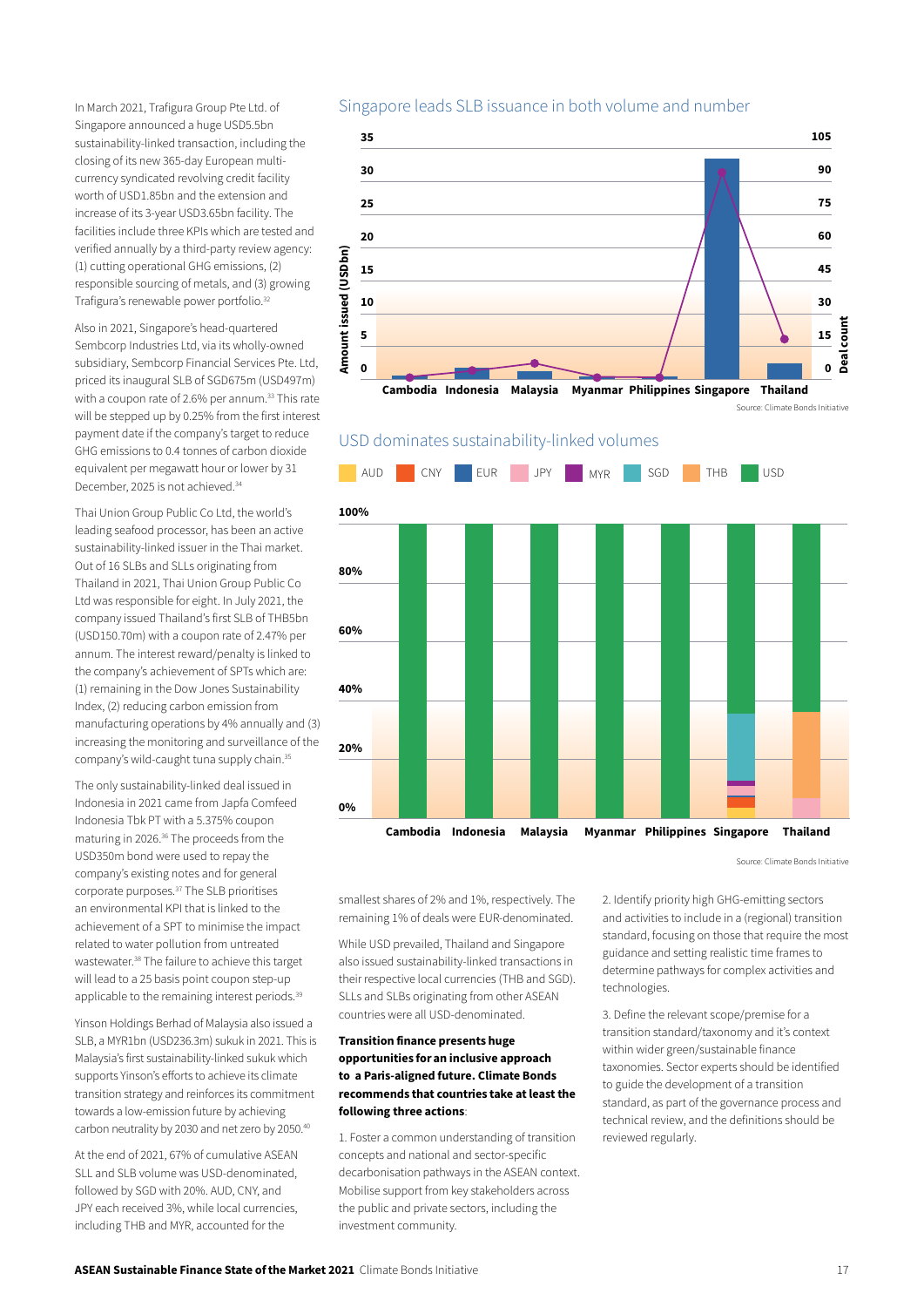In March 2021, Trafigura Group Pte Ltd. of Singapore announced a huge USD5.5bn sustainability-linked transaction, including the closing of its new 365-day European multi-currency syndicated revolving credit facility worth of USD1.85bn and the extension and increase of its 3-year USD3.65bn facility. The facilities include three KPIs which are tested and verified annually by a third-party review agency: (1) cutting operational GHG emissions, (2) responsible sourcing of metals, and (3) growing Trafigura's renewable power portfolio.[32]

Also in 2021, Singapore's head-quartered Sembcorp Industries Ltd, via its wholly-owned subsidiary, Sembcorp Financial Services Pte. Ltd, priced its inaugural SLB of SGD675m (USD497m) with a coupon rate of 2.6% per annum.[33] This rate will be stepped up by 0.25% from the first interest payment date if the company's target to reduce GHG emissions to 0.4 tonnes of carbon dioxide equivalent per megawatt hour or lower by 31 December, 2025 is not achieved.[34]

Thai Union Group Public Co Ltd, the world's leading seafood processor, has been an active sustainability-linked issuer in the Thai market. Out of 16 SLBs and SLLs originating from Thailand in 2021, Thai Union Group Public Co Ltd was responsible for eight. In July 2021, the company issued Thailand's first SLB of THB5bn (USD150.70m) with a coupon rate of 2.47% per annum. The interest reward/penalty is linked to the company's achievement of SPTs which are: (1) remaining in the Dow Jones Sustainability Index, (2) reducing carbon emission from manufacturing operations by 4% annually and (3) increasing the monitoring and surveillance of the company's wild-caught tuna supply chain.[35]

The only sustainability-linked deal issued in Indonesia in 2021 came from Japfa Comfeed Indonesia Tbk PT with a 5.375% coupon maturing in 2026.[36] The proceeds from the USD350m bond were used to repay the company's existing notes and for general corporate purposes.[37] The SLB prioritises an environmental KPI that is linked to the achievement of a SPT to minimise the impact related to water pollution from untreated wastewater.[38] The failure to achieve this target will lead to a 25 basis point coupon step-up applicable to the remaining interest periods.[39]

Yinson Holdings Berhad of Malaysia also issued a SLB, a MYR1bn (USD236.3m) sukuk in 2021. This is Malaysia's first sustainability-linked sukuk which supports Yinson's efforts to achieve its climate transition strategy and reinforces its commitment towards a low-emission future by achieving carbon neutrality by 2030 and net zero by 2050.[40]

At the end of 2021, 67% of cumulative ASEAN SLL and SLB volume was USD-denominated, followed by SGD with 20%. AUD, CNY, and JPY each received 3%, while local currencies, including THB and MYR, accounted for the smallest shares of 2% and 1%, respectively. The remaining 1% of deals were EUR-denominated.

While USD prevailed, Thailand and Singapore also issued sustainability-linked transactions in their respective local currencies (THB and SGD). SLLs and SLBs originating from other ASEAN countries were all USD-denominated.

**Transition finance presents huge opportunities for an inclusive approach to a Paris-aligned future. Climate Bonds recommends that countries take at least the following three actions**:

1. Foster a common understanding of transition concepts and national and sector-specific decarbonisation pathways in the ASEAN context. Mobilise support from key stakeholders across the public and private sectors, including the investment community.

2. Identify priority high GHG-emitting sectors and activities to include in a (regional) transition standard, focusing on those that require the most guidance and setting realistic time frames to determine pathways for complex activities and technologies.

3. Define the relevant scope/premise for a transition standard/taxonomy and it's context within wider green/sustainable finance taxonomies. Sector experts should be identified to guide the development of a transition standard, as part of the governance process and technical review, and the definitions should be reviewed regularly.

## Singapore leads SLB issuance in both volume and number

Chart: Amount issued (USDbn, bars, left axis 0–35) and Deal count (line, right axis 0–105) by country: Cambodia, Indonesia, Malaysia, Myanmar, Philippines, Singapore, Thailand.

Source: Climate Bonds Initiative

## USD dominates sustainability-linked volumes

Chart: Currency share (0%–100%) by country: Cambodia, Indonesia, Malaysia, Myanmar, Philippines, Singapore, Thailand. Legend: AUD, CNY, EUR, JPY, MYR, SGD, THB, USD.

Source: Climate Bonds Initiative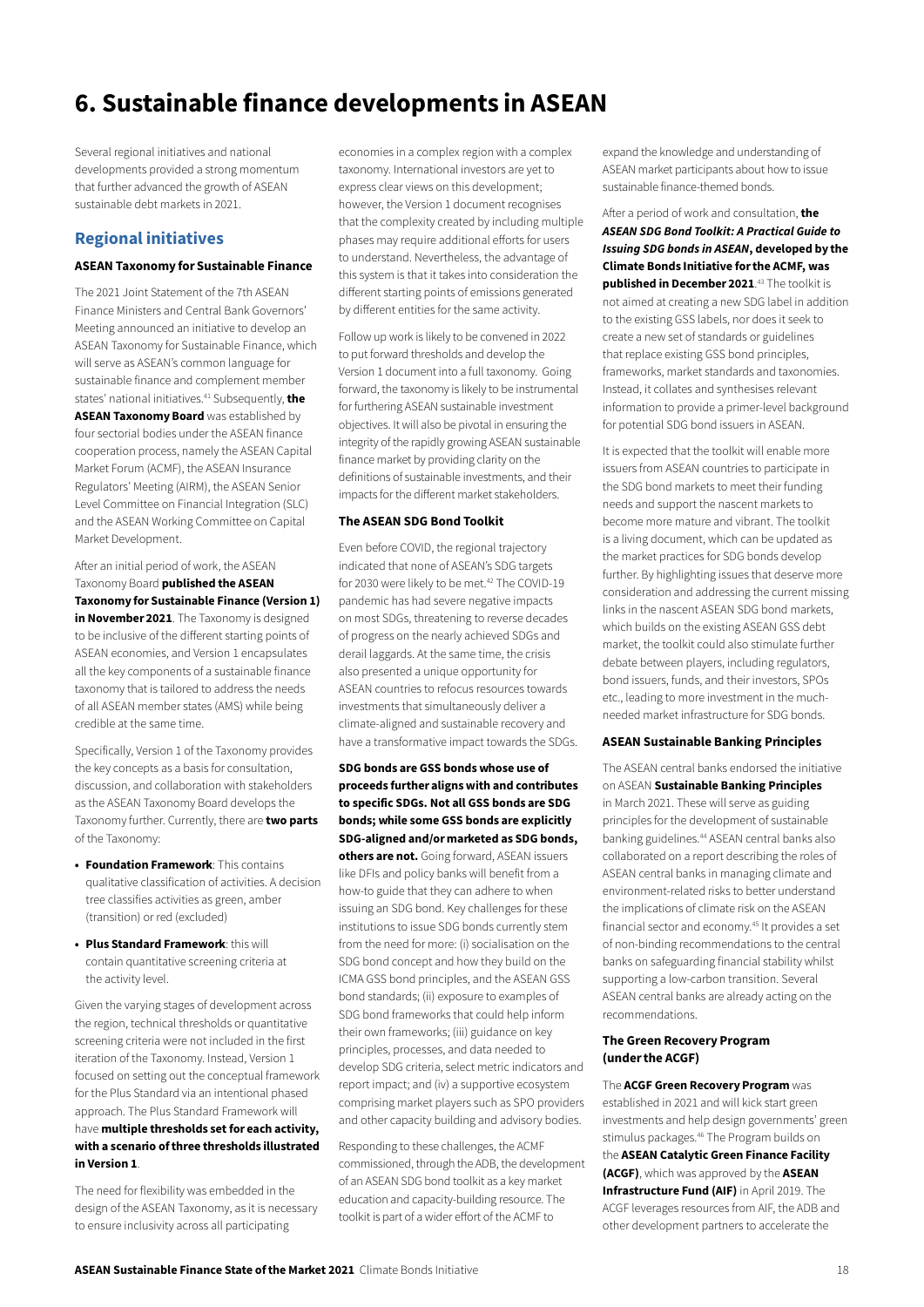# 6. Sustainable finance developments in ASEAN

Several regional initiatives and national developments provided a strong momentum that further advanced the growth of ASEAN sustainable debt markets in 2021.

## Regional initiatives

### ASEAN Taxonomy for Sustainable Finance

The 2021 Joint Statement of the 7th ASEAN Finance Ministers and Central Bank Governors' Meeting announced an initiative to develop an ASEAN Taxonomy for Sustainable Finance, which will serve as ASEAN's common language for sustainable finance and complement member states' national initiatives.[41] Subsequently, **the ASEAN Taxonomy Board** was established by four sectorial bodies under the ASEAN finance cooperation process, namely the ASEAN Capital Market Forum (ACMF), the ASEAN Insurance Regulators' Meeting (AIRM), the ASEAN Senior Level Committee on Financial Integration (SLC) and the ASEAN Working Committee on Capital Market Development.

After an initial period of work, the ASEAN Taxonomy Board **published the ASEAN Taxonomy for Sustainable Finance (Version 1) in November 2021**. The Taxonomy is designed to be inclusive of the different starting points of ASEAN economies, and Version 1 encapsulates all the key components of a sustainable finance taxonomy that is tailored to address the needs of all ASEAN member states (AMS) while being credible at the same time.

Specifically, Version 1 of the Taxonomy provides the key concepts as a basis for consultation, discussion, and collaboration with stakeholders as the ASEAN Taxonomy Board develops the Taxonomy further. Currently, there are **two parts** of the Taxonomy:

- **Foundation Framework**: This contains qualitative classification of activities. A decision tree classifies activities as green, amber (transition) or red (excluded)
- **Plus Standard Framework**: this will contain quantitative screening criteria at the activity level.

Given the varying stages of development across the region, technical thresholds or quantitative screening criteria were not included in the first iteration of the Taxonomy. Instead, Version 1 focused on setting out the conceptual framework for the Plus Standard via an intentional phased approach. The Plus Standard Framework will have **multiple thresholds set for each activity, with a scenario of three thresholds illustrated in Version 1**.

The need for flexibility was embedded in the design of the ASEAN Taxonomy, as it is necessary to ensure inclusivity across all participating economies in a complex region with a complex taxonomy. International investors are yet to express clear views on this development; however, the Version 1 document recognises that the complexity created by including multiple phases may require additional efforts for users to understand. Nevertheless, the advantage of this system is that it takes into consideration the different starting points of emissions generated by different entities for the same activity.

Follow up work is likely to be convened in 2022 to put forward thresholds and develop the Version 1 document into a full taxonomy. Going forward, the taxonomy is likely to be instrumental for furthering ASEAN sustainable investment objectives. It will also be pivotal in ensuring the integrity of the rapidly growing ASEAN sustainable finance market by providing clarity on the definitions of sustainable investments, and their impacts for the different market stakeholders.

### The ASEAN SDG Bond Toolkit

Even before COVID, the regional trajectory indicated that none of ASEAN's SDG targets for 2030 were likely to be met.[42] The COVID-19 pandemic has had severe negative impacts on most SDGs, threatening to reverse decades of progress on the nearly achieved SDGs and derail laggards. At the same time, the crisis also presented a unique opportunity for ASEAN countries to refocus resources towards investments that simultaneously deliver a climate-aligned and sustainable recovery and have a transformative impact towards the SDGs.

**SDG bonds are GSS bonds whose use of proceeds further aligns with and contributes to specific SDGs. Not all GSS bonds are SDG bonds; while some GSS bonds are explicitly SDG-aligned and/or marketed as SDG bonds, others are not.** Going forward, ASEAN issuers like DFIs and policy banks will benefit from a how-to guide that they can adhere to when issuing an SDG bond. Key challenges for these institutions to issue SDG bonds currently stem from the need for more: (i) socialisation on the SDG bond concept and how they build on the ICMA GSS bond principles, and the ASEAN GSS bond standards; (ii) exposure to examples of SDG bond frameworks that could help inform their own frameworks; (iii) guidance on key principles, processes, and data needed to develop SDG criteria, select metric indicators and report impact; and (iv) a supportive ecosystem comprising market players such as SPO providers and other capacity building and advisory bodies.

Responding to these challenges, the ACMF commissioned, through the ADB, the development of an ASEAN SDG bond toolkit as a key market education and capacity-building resource. The toolkit is part of a wider effort of the ACMF to expand the knowledge and understanding of ASEAN market participants about how to issue sustainable finance-themed bonds.

After a period of work and consultation, **the *ASEAN SDG Bond Toolkit: A Practical Guide to Issuing SDG bonds in ASEAN*, developed by the Climate Bonds Initiative for the ACMF, was published in December 2021**.[43] The toolkit is not aimed at creating a new SDG label in addition to the existing GSS labels, nor does it seek to create a new set of standards or guidelines that replace existing GSS bond principles, frameworks, market standards and taxonomies. Instead, it collates and synthesises relevant information to provide a primer-level background for potential SDG bond issuers in ASEAN.

It is expected that the toolkit will enable more issuers from ASEAN countries to participate in the SDG bond markets to meet their funding needs and support the nascent markets to become more mature and vibrant. The toolkit is a living document, which can be updated as the market practices for SDG bonds develop further. By highlighting issues that deserve more consideration and addressing the current missing links in the nascent ASEAN SDG bond markets, which builds on the existing ASEAN GSS debt market, the toolkit could also stimulate further debate between players, including regulators, bond issuers, funds, and their investors, SPOs etc., leading to more investment in the much-needed market infrastructure for SDG bonds.

### ASEAN Sustainable Banking Principles

The ASEAN central banks endorsed the initiative on ASEAN **Sustainable Banking Principles** in March 2021. These will serve as guiding principles for the development of sustainable banking guidelines.[44] ASEAN central banks also collaborated on a report describing the roles of ASEAN central banks in managing climate and environment-related risks to better understand the implications of climate risk on the ASEAN financial sector and economy.[45] It provides a set of non-binding recommendations to the central banks on safeguarding financial stability whilst supporting a low-carbon transition. Several ASEAN central banks are already acting on the recommendations.

### The Green Recovery Program (under the ACGF)

The **ACGF Green Recovery Program** was established in 2021 and will kick start green investments and help design governments' green stimulus packages.[46] The Program builds on the **ASEAN Catalytic Green Finance Facility (ACGF)**, which was approved by the **ASEAN Infrastructure Fund (AIF)** in April 2019. The ACGF leverages resources from AIF, the ADB and other development partners to accelerate the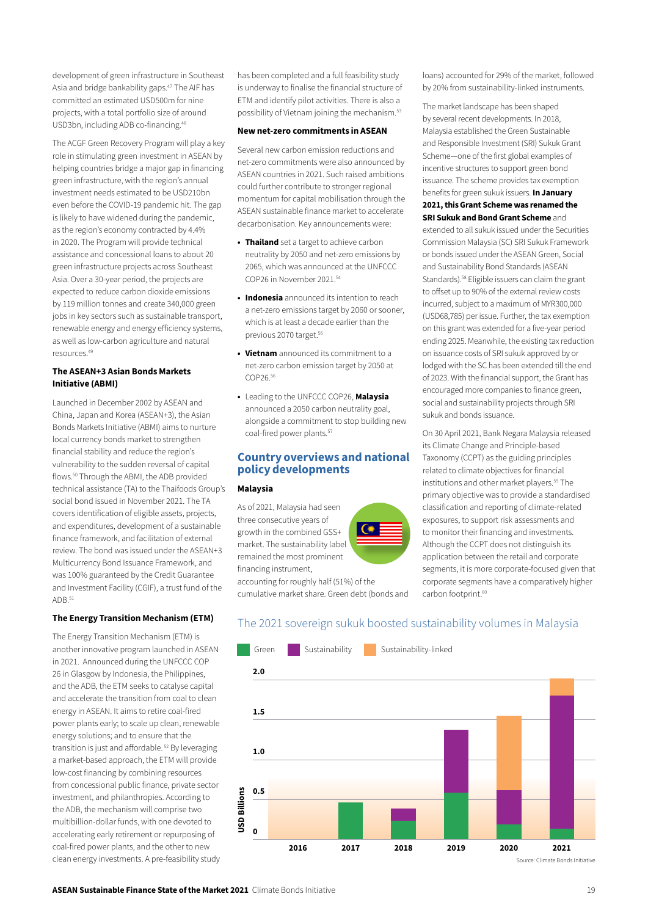development of green infrastructure in Southeast Asia and bridge bankability gaps.[47] The AIF has committed an estimated USD500m for nine projects, with a total portfolio size of around USD3bn, including ADB co-financing.[48]

The ACGF Green Recovery Program will play a key role in stimulating green investment in ASEAN by helping countries bridge a major gap in financing green infrastructure, with the region's annual investment needs estimated to be USD210bn even before the COVID-19 pandemic hit. The gap is likely to have widened during the pandemic, as the region's economy contracted by 4.4% in 2020. The Program will provide technical assistance and concessional loans to about 20 green infrastructure projects across Southeast Asia. Over a 30-year period, the projects are expected to reduce carbon dioxide emissions by 119 million tonnes and create 340,000 green jobs in key sectors such as sustainable transport, renewable energy and energy efficiency systems, as well as low-carbon agriculture and natural resources.[49]

#### The ASEAN+3 Asian Bonds Markets Initiative (ABMI)

Launched in December 2002 by ASEAN and China, Japan and Korea (ASEAN+3), the Asian Bonds Markets Initiative (ABMI) aims to nurture local currency bonds market to strengthen financial stability and reduce the region's vulnerability to the sudden reversal of capital flows.[50] Through the ABMI, the ADB provided technical assistance (TA) to the Thaifoods Group's social bond issued in November 2021. The TA covers identification of eligible assets, projects, and expenditures, development of a sustainable finance framework, and facilitation of external review. The bond was issued under the ASEAN+3 Multicurrency Bond Issuance Framework, and was 100% guaranteed by the Credit Guarantee and Investment Facility (CGIF), a trust fund of the ADB.[51]

#### The Energy Transition Mechanism (ETM)

The Energy Transition Mechanism (ETM) is another innovative program launched in ASEAN in 2021. Announced during the UNFCCC COP 26 in Glasgow by Indonesia, the Philippines, and the ADB, the ETM seeks to catalyse capital and accelerate the transition from coal to clean energy in ASEAN. It aims to retire coal-fired power plants early; to scale up clean, renewable energy solutions; and to ensure that the transition is just and affordable.[52] By leveraging a market-based approach, the ETM will provide low-cost financing by combining resources from concessional public finance, private sector investment, and philanthropies. According to the ADB, the mechanism will comprise two multibillion-dollar funds, with one devoted to accelerating early retirement or repurposing of coal-fired power plants, and the other to new clean energy investments. A pre-feasibility study has been completed and a full feasibility study is underway to finalise the financial structure of ETM and identify pilot activities. There is also a possibility of Vietnam joining the mechanism.[53]

#### New net-zero commitments in ASEAN

Several new carbon emission reductions and net-zero commitments were also announced by ASEAN countries in 2021. Such raised ambitions could further contribute to stronger regional momentum for capital mobilisation through the ASEAN sustainable finance market to accelerate decarbonisation. Key announcements were:

- **Thailand** set a target to achieve carbon neutrality by 2050 and net-zero emissions by 2065, which was announced at the UNFCCC COP26 in November 2021.[54]
- **Indonesia** announced its intention to reach a net-zero emissions target by 2060 or sooner, which is at least a decade earlier than the previous 2070 target.[55]
- **Vietnam** announced its commitment to a net-zero carbon emission target by 2050 at COP26.[56]
- Leading to the UNFCCC COP26, **Malaysia** announced a 2050 carbon neutrality goal, alongside a commitment to stop building new coal-fired power plants.[57]

## Country overviews and national policy developments

#### Malaysia

As of 2021, Malaysia had seen three consecutive years of growth in the combined GSS+ market. The sustainability label remained the most prominent financing instrument, accounting for roughly half (51%) of the cumulative market share. Green debt (bonds and loans) accounted for 29% of the market, followed by 20% from sustainability-linked instruments.

The market landscape has been shaped by several recent developments. In 2018, Malaysia established the Green Sustainable and Responsible Investment (SRI) Sukuk Grant Scheme—one of the first global examples of incentive structures to support green bond issuance. The scheme provides tax exemption benefits for green sukuk issuers. **In January 2021, this Grant Scheme was renamed the SRI Sukuk and Bond Grant Scheme** and extended to all sukuk issued under the Securities Commission Malaysia (SC) SRI Sukuk Framework or bonds issued under the ASEAN Green, Social and Sustainability Bond Standards (ASEAN Standards).[58] Eligible issuers can claim the grant to offset up to 90% of the external review costs incurred, subject to a maximum of MYR300,000 (USD68,785) per issue. Further, the tax exemption on this grant was extended for a five-year period ending 2025. Meanwhile, the existing tax reduction on issuance costs of SRI sukuk approved by or lodged with the SC has been extended till the end of 2023. With the financial support, the Grant has encouraged more companies to finance green, social and sustainability projects through SRI sukuk and bonds issuance.

On 30 April 2021, Bank Negara Malaysia released its Climate Change and Principle-based Taxonomy (CCPT) as the guiding principles related to climate objectives for financial institutions and other market players.[59] The primary objective was to provide a standardised classification and reporting of climate-related exposures, to support risk assessments and to monitor their financing and investments. Although the CCPT does not distinguish its application between the retail and corporate segments, it is more corporate-focused given that corporate segments have a comparatively higher carbon footprint.[60]

The 2021 sovereign sukuk boosted sustainability volumes in Malaysia

Legend: Green, Sustainability, Sustainability-linked. Y-axis: USD Billions (0, 0.5, 1.0, 1.5, 2.0). X-axis: 2016, 2017, 2018, 2019, 2020, 2021.

Source: Climate Bonds Initiative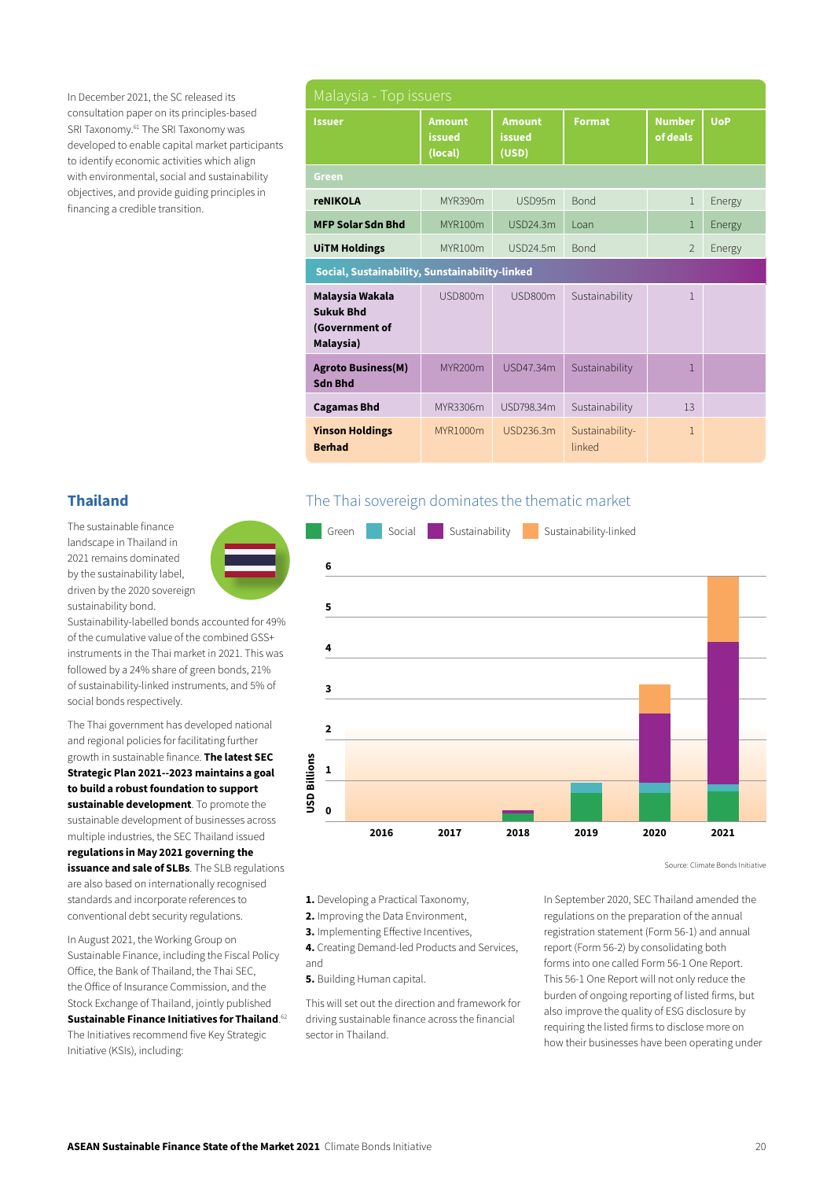In December 2021, the SC released its consultation paper on its principles-based SRI Taxonomy.[61] The SRI Taxonomy was developed to enable capital market participants to identify economic activities which align with environmental, social and sustainability objectives, and provide guiding principles in financing a credible transition.

**Malaysia - Top issuers**

| Issuer | Amount issued (local) | Amount issued (USD) | Format | Number of deals | UoP |
|---|---|---|---|---|---|
| **Green** | | | | | |
| **reNIKOLA** | MYR390m | USD95m | Bond | 1 | Energy |
| **MFP Solar Sdn Bhd** | MYR100m | USD24.3m | Loan | 1 | Energy |
| **UiTM Holdings** | MYR100m | USD24.5m | Bond | 2 | Energy |
| **Social, Sustainability, Sunstainability-linked** | | | | | |
| **Malaysia Wakala Sukuk Bhd (Government of Malaysia)** | USD800m | USD800m | Sustainability | 1 | |
| **Agroto Business(M) Sdn Bhd** | MYR200m | USD47.34m | Sustainability | 1 | |
| **Cagamas Bhd** | MYR3306m | USD798.34m | Sustainability | 13 | |
| **Yinson Holdings Berhad** | MYR1000m | USD236.3m | Sustainability-linked | 1 | |

## Thailand

The sustainable finance landscape in Thailand in 2021 remains dominated by the sustainability label, driven by the 2020 sovereign sustainability bond. Sustainability-labelled bonds accounted for 49% of the cumulative value of the combined GSS+ instruments in the Thai market in 2021. This was followed by a 24% share of green bonds, 21% of sustainability-linked instruments, and 5% of social bonds respectively.

The Thai government has developed national and regional policies for facilitating further growth in sustainable finance. **The latest SEC Strategic Plan 2021--2023 maintains a goal to build a robust foundation to support sustainable development**. To promote the sustainable development of businesses across multiple industries, the SEC Thailand issued **regulations in May 2021 governing the issuance and sale of SLBs**. The SLB regulations are also based on internationally recognised standards and incorporate references to conventional debt security regulations.

In August 2021, the Working Group on Sustainable Finance, including the Fiscal Policy Office, the Bank of Thailand, the Thai SEC, the Office of Insurance Commission, and the Stock Exchange of Thailand, jointly published **Sustainable Finance Initiatives for Thailand**.[62] The Initiatives recommend five Key Strategic Initiative (KSIs), including:

**The Thai sovereign dominates the thematic market**

Green | Social | Sustainability | Sustainability-linked

Source: Climate Bonds Initiative

1. Developing a Practical Taxonomy,
2. Improving the Data Environment,
3. Implementing Effective Incentives,
4. Creating Demand-led Products and Services, and
5. Building Human capital.

This will set out the direction and framework for driving sustainable finance across the financial sector in Thailand.

In September 2020, SEC Thailand amended the regulations on the preparation of the annual registration statement (Form 56-1) and annual report (Form 56-2) by consolidating both forms into one called Form 56-1 One Report. This 56-1 One Report will not only reduce the burden of ongoing reporting of listed firms, but also improve the quality of ESG disclosure by requiring the listed firms to disclose more on how their businesses have been operating under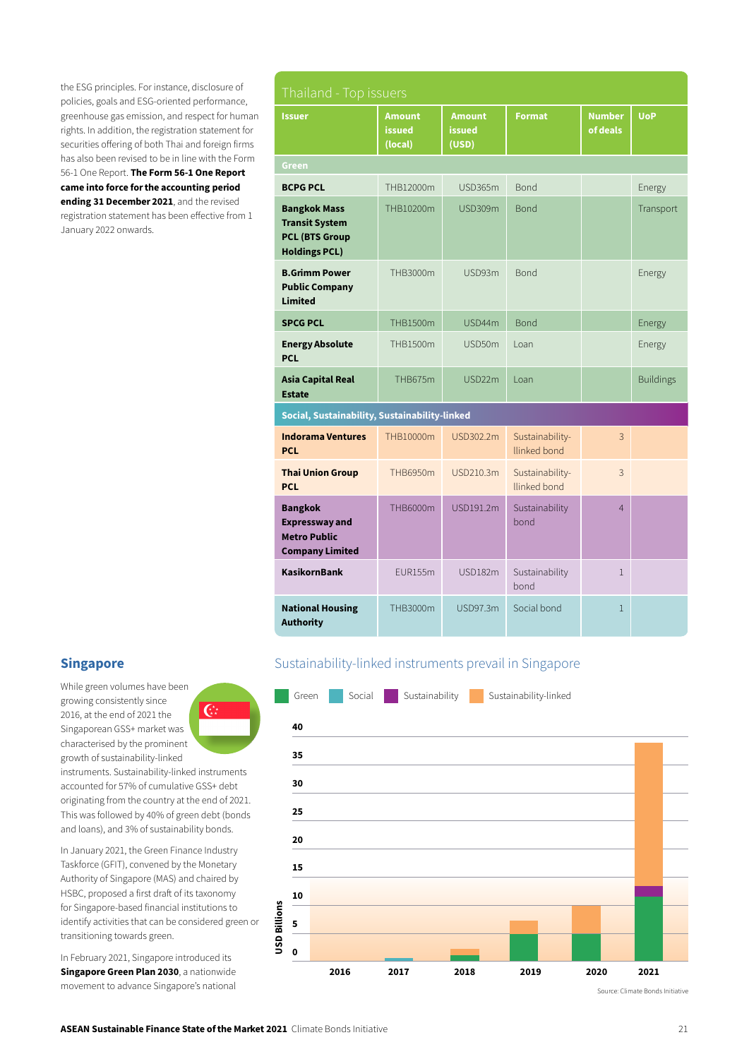the ESG principles. For instance, disclosure of policies, goals and ESG-oriented performance, greenhouse gas emission, and respect for human rights. In addition, the registration statement for securities offering of both Thai and foreign firms has also been revised to be in line with the Form 56-1 One Report. **The Form 56-1 One Report came into force for the accounting period ending 31 December 2021**, and the revised registration statement has been effective from 1 January 2022 onwards.

**Thailand - Top issuers**

| Issuer | Amount issued (local) | Amount issued (USD) | Format | Number of deals | UoP |
|---|---|---|---|---|---|
| **Green** | | | | | |
| **BCPG PCL** | THB12000m | USD365m | Bond | | Energy |
| **Bangkok Mass Transit System PCL (BTS Group Holdings PCL)** | THB10200m | USD309m | Bond | | Transport |
| **B.Grimm Power Public Company Limited** | THB3000m | USD93m | Bond | | Energy |
| **SPCG PCL** | THB1500m | USD44m | Bond | | Energy |
| **Energy Absolute PCL** | THB1500m | USD50m | Loan | | Energy |
| **Asia Capital Real Estate** | THB675m | USD22m | Loan | | Buildings |
| **Social, Sustainability, Sustainability-linked** | | | | | |
| **Indorama Ventures PCL** | THB10000m | USD302.2m | Sustainability-llinked bond | 3 | |
| **Thai Union Group PCL** | THB6950m | USD210.3m | Sustainability-llinked bond | 3 | |
| **Bangkok Expressway and Metro Public Company Limited** | THB6000m | USD191.2m | Sustainability bond | 4 | |
| **KasikornBank** | EUR155m | USD182m | Sustainability bond | 1 | |
| **National Housing Authority** | THB3000m | USD97.3m | Social bond | 1 | |

## Singapore

While green volumes have been growing consistently since 2016, at the end of 2021 the Singaporean GSS+ market was characterised by the prominent growth of sustainability-linked instruments. Sustainability-linked instruments accounted for 57% of cumulative GSS+ debt originating from the country at the end of 2021. This was followed by 40% of green debt (bonds and loans), and 3% of sustainability bonds.

In January 2021, the Green Finance Industry Taskforce (GFIT), convened by the Monetary Authority of Singapore (MAS) and chaired by HSBC, proposed a first draft of its taxonomy for Singapore-based financial institutions to identify activities that can be considered green or transitioning towards green.

In February 2021, Singapore introduced its **Singapore Green Plan 2030**, a nationwide movement to advance Singapore's national

**Sustainability-linked instruments prevail in Singapore**

Green | Social | Sustainability | Sustainability-linked

USD Billions: 0, 5, 10, 15, 20, 25, 30, 35, 40

2016, 2017, 2018, 2019, 2020, 2021

Source: Climate Bonds Initiative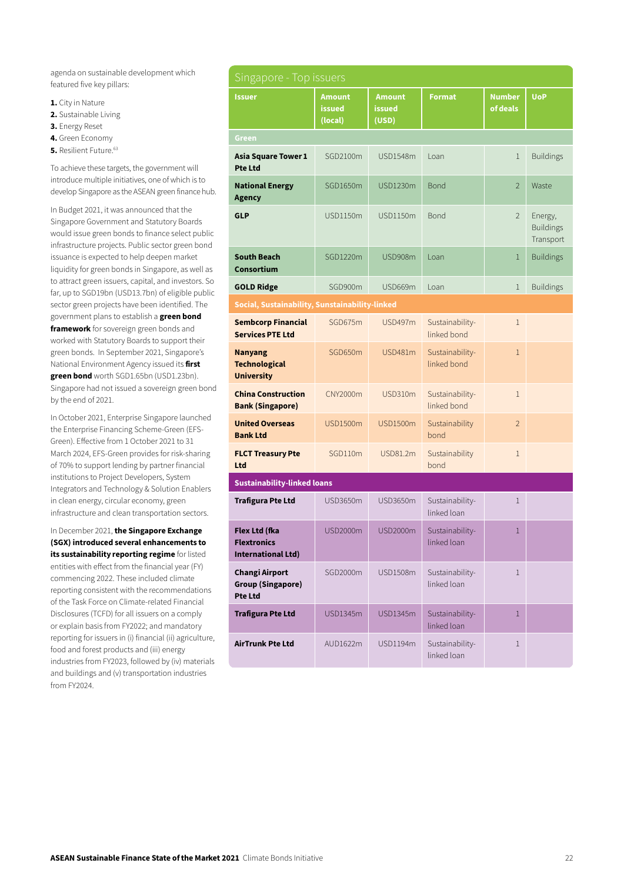agenda on sustainable development which featured five key pillars:

1. City in Nature
2. Sustainable Living
3. Energy Reset
4. Green Economy
5. Resilient Future.[63]

To achieve these targets, the government will introduce multiple initiatives, one of which is to develop Singapore as the ASEAN green finance hub.

In Budget 2021, it was announced that the Singapore Government and Statutory Boards would issue green bonds to finance select public infrastructure projects. Public sector green bond issuance is expected to help deepen market liquidity for green bonds in Singapore, as well as to attract green issuers, capital, and investors. So far, up to SGD19bn (USD13.7bn) of eligible public sector green projects have been identified. The government plans to establish a **green bond framework** for sovereign green bonds and worked with Statutory Boards to support their green bonds. In September 2021, Singapore's National Environment Agency issued its **first green bond** worth SGD1.65bn (USD1.23bn). Singapore had not issued a sovereign green bond by the end of 2021.

In October 2021, Enterprise Singapore launched the Enterprise Financing Scheme-Green (EFS-Green). Effective from 1 October 2021 to 31 March 2024, EFS-Green provides for risk-sharing of 70% to support lending by partner financial institutions to Project Developers, System Integrators and Technology & Solution Enablers in clean energy, circular economy, green infrastructure and clean transportation sectors.

In December 2021, **the Singapore Exchange (SGX) introduced several enhancements to its sustainability reporting regime** for listed entities with effect from the financial year (FY) commencing 2022. These included climate reporting consistent with the recommendations of the Task Force on Climate-related Financial Disclosures (TCFD) for all issuers on a comply or explain basis from FY2022; and mandatory reporting for issuers in (i) financial (ii) agriculture, food and forest products and (iii) energy industries from FY2023, followed by (iv) materials and buildings and (v) transportation industries from FY2024.

**Singapore - Top issuers**

| Issuer | Amount issued (local) | Amount issued (USD) | Format | Number of deals | UoP |
|---|---|---|---|---|---|
| **Green** | | | | | |
| **Asia Square Tower 1 Pte Ltd** | SGD2100m | USD1548m | Loan | 1 | Buildings |
| **National Energy Agency** | SGD1650m | USD1230m | Bond | 2 | Waste |
| **GLP** | USD1150m | USD1150m | Bond | 2 | Energy, Buildings Transport |
| **South Beach Consortium** | SGD1220m | USD908m | Loan | 1 | Buildings |
| **GOLD Ridge** | SGD900m | USD669m | Loan | 1 | Buildings |
| **Social, Sustainability, Sustainability-linked** | | | | | |
| **Sembcorp Financial Services PTE Ltd** | SGD675m | USD497m | Sustainability-linked bond | 1 | |
| **Nanyang Technological University** | SGD650m | USD481m | Sustainability-linked bond | 1 | |
| **China Construction Bank (Singapore)** | CNY2000m | USD310m | Sustainability-linked bond | 1 | |
| **United Overseas Bank Ltd** | USD1500m | USD1500m | Sustainability bond | 2 | |
| **FLCT Treasury Pte Ltd** | SGD110m | USD81.2m | Sustainability bond | 1 | |
| **Sustainability-linked loans** | | | | | |
| **Trafigura Pte Ltd** | USD3650m | USD3650m | Sustainability-linked loan | 1 | |
| **Flex Ltd (fka Flextronics International Ltd)** | USD2000m | USD2000m | Sustainability-linked loan | 1 | |
| **Changi Airport Group (Singapore) Pte Ltd** | SGD2000m | USD1508m | Sustainability-linked loan | 1 | |
| **Trafigura Pte Ltd** | USD1345m | USD1345m | Sustainability-linked loan | 1 | |
| **AirTrunk Pte Ltd** | AUD1622m | USD1194m | Sustainability-linked loan | 1 | |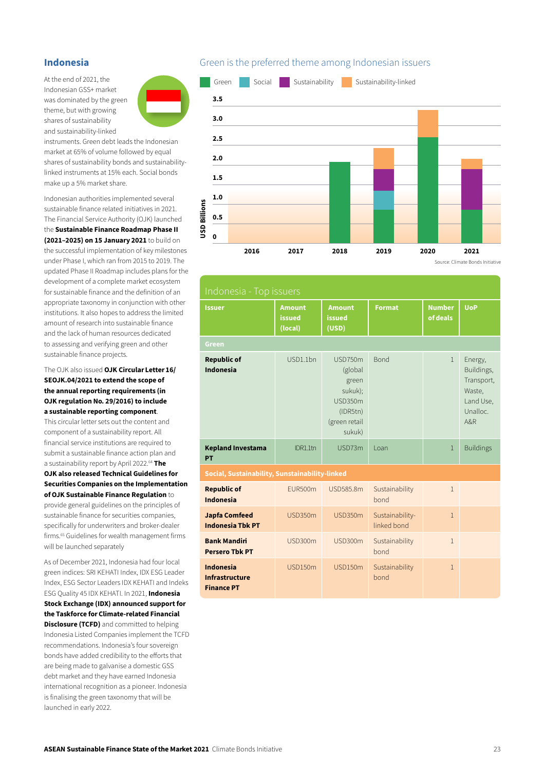## Indonesia

At the end of 2021, the Indonesian GSS+ market was dominated by the green theme, but with growing shares of sustainability and sustainability-linked instruments. Green debt leads the Indonesian market at 65% of volume followed by equal shares of sustainability bonds and sustainability-linked instruments at 15% each. Social bonds make up a 5% market share.

Indonesian authorities implemented several sustainable finance related initiatives in 2021. The Financial Service Authority (OJK) launched the **Sustainable Finance Roadmap Phase II (2021–2025) on 15 January 2021** to build on the successful implementation of key milestones under Phase I, which ran from 2015 to 2019. The updated Phase II Roadmap includes plans for the development of a complete market ecosystem for sustainable finance and the definition of an appropriate taxonomy in conjunction with other institutions. It also hopes to address the limited amount of research into sustainable finance and the lack of human resources dedicated to assessing and verifying green and other sustainable finance projects.

The OJK also issued **OJK Circular Letter 16/ SEOJK.04/2021 to extend the scope of the annual reporting requirements (in OJK regulation No. 29/2016) to include a sustainable reporting component**. This circular letter sets out the content and component of a sustainability report. All financial service institutions are required to submit a sustainable finance action plan and a sustainability report by April 2022.[64] **The OJK also released Technical Guidelines for Securities Companies on the Implementation of OJK Sustainable Finance Regulation** to provide general guidelines on the principles of sustainable finance for securities companies, specifically for underwriters and broker-dealer firms.[65] Guidelines for wealth management firms will be launched separately

As of December 2021, Indonesia had four local green indices: SRI KEHATI Index, IDX ESG Leader Index, ESG Sector Leaders IDX KEHATI and Indeks ESG Quality 45 IDX KEHATI. In 2021, **Indonesia Stock Exchange (IDX) announced support for the Taskforce for Climate-related Financial Disclosure (TCFD)** and committed to helping Indonesia Listed Companies implement the TCFD recommendations. Indonesia's four sovereign bonds have added credibility to the efforts that are being made to galvanise a domestic GSS debt market and they have earned Indonesia international recognition as a pioneer. Indonesia is finalising the green taxonomy that will be launched in early 2022.

### Green is the preferred theme among Indonesian issuers

Legend: Green, Social, Sustainability, Sustainability-linked

USD Billions: 0, 0.5, 1.0, 1.5, 2.0, 2.5, 3.0, 3.5

Years: 2016, 2017, 2018, 2019, 2020, 2021

Source: Climate Bonds Initiative

### Indonesia - Top issuers

| Issuer | Amount issued (local) | Amount issued (USD) | Format | Number of deals | UoP |
|---|---|---|---|---|---|
| **Green** | | | | | |
| **Republic of Indonesia** | USD1.1bn | USD750m (global green sukuk); USD350m (IDR5tn) (green retail sukuk) | Bond | 1 | Energy, Buildings, Transport, Waste, Land Use, Unalloc. A&R |
| **Kepland Investama PT** | IDR1.1tn | USD73m | Loan | 1 | Buildings |
| **Social, Sustainability, Sunstainability-linked** | | | | | |
| **Republic of Indonesia** | EUR500m | USD585.8m | Sustainability bond | 1 | |
| **Japfa Comfeed Indonesia Tbk PT** | USD350m | USD350m | Sustainability-linked bond | 1 | |
| **Bank Mandiri Persero Tbk PT** | USD300m | USD300m | Sustainability bond | 1 | |
| **Indonesia Infrastructure Finance PT** | USD150m | USD150m | Sustainability bond | 1 | |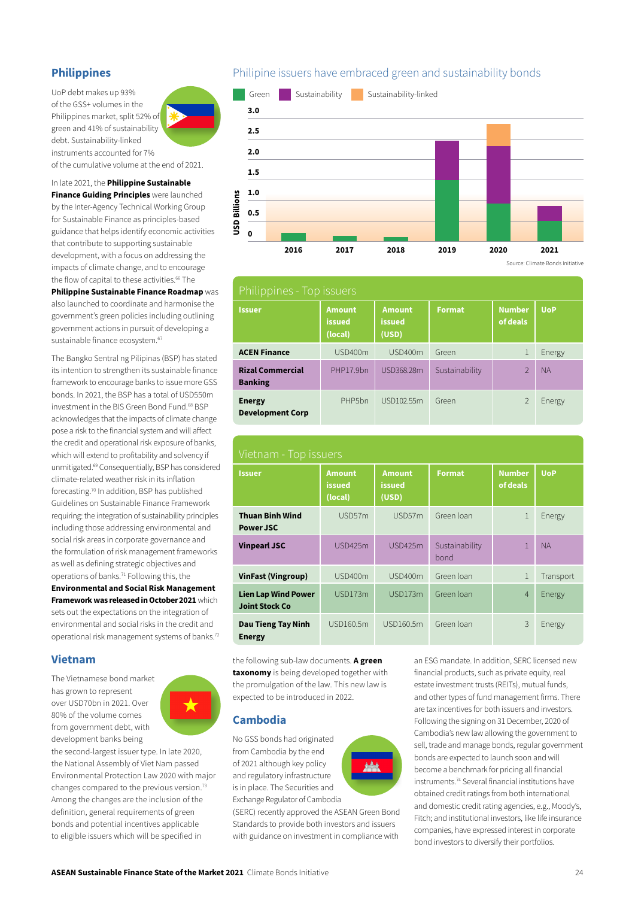## Philippines

UoP debt makes up 93% of the GSS+ volumes in the Philippines market, split 52% of green and 41% of sustainability debt. Sustainability-linked instruments accounted for 7% of the cumulative volume at the end of 2021.

In late 2021, the **Philippine Sustainable Finance Guiding Principles** were launched by the Inter-Agency Technical Working Group for Sustainable Finance as principles-based guidance that helps identify economic activities that contribute to supporting sustainable development, with a focus on addressing the impacts of climate change, and to encourage the flow of capital to these activities.[66] The **Philippine Sustainable Finance Roadmap** was also launched to coordinate and harmonise the government's green policies including outlining government actions in pursuit of developing a sustainable finance ecosystem.[67]

The Bangko Sentral ng Pilipinas (BSP) has stated its intention to strengthen its sustainable finance framework to encourage banks to issue more GSS bonds. In 2021, the BSP has a total of USD550m investment in the BIS Green Bond Fund.[68] BSP acknowledges that the impacts of climate change pose a risk to the financial system and will affect the credit and operational risk exposure of banks, which will extend to profitability and solvency if unmitigated.[69] Consequentially, BSP has considered climate-related weather risk in its inflation forecasting.[70] In addition, BSP has published Guidelines on Sustainable Finance Framework requiring: the integration of sustainability principles including those addressing environmental and social risk areas in corporate governance and the formulation of risk management frameworks as well as defining strategic objectives and operations of banks.[71] Following this, the **Environmental and Social Risk Management Framework was released in October 2021** which sets out the expectations on the integration of environmental and social risks in the credit and operational risk management systems of banks.[72]

### Philipine issuers have embraced green and sustainability bonds

Legend: Green, Sustainability, Sustainability-linked. Y-axis: USD Billions (0 to 3.0). X-axis: 2016, 2017, 2018, 2019, 2020, 2021.

Source: Climate Bonds Initiative

**Philippines - Top issuers**

| Issuer | Amount issued (local) | Amount issued (USD) | Format | Number of deals | UoP |
|---|---|---|---|---|---|
| **ACEN Finance** | USD400m | USD400m | Green | 1 | Energy |
| **Rizal Commercial Banking** | PHP17.9bn | USD368.28m | Sustainability | 2 | NA |
| **Energy Development Corp** | PHP5bn | USD102.55m | Green | 2 | Energy |

**Vietnam - Top issuers**

| Issuer | Amount issued (local) | Amount issued (USD) | Format | Number of deals | UoP |
|---|---|---|---|---|---|
| **Thuan Binh Wind Power JSC** | USD57m | USD57m | Green loan | 1 | Energy |
| **Vinpearl JSC** | USD425m | USD425m | Sustainability bond | 1 | NA |
| **VinFast (Vingroup)** | USD400m | USD400m | Green loan | 1 | Transport |
| **Lien Lap Wind Power Joint Stock Co** | USD173m | USD173m | Green loan | 4 | Energy |
| **Dau Tieng Tay Ninh Energy** | USD160.5m | USD160.5m | Green loan | 3 | Energy |

## Vietnam

The Vietnamese bond market has grown to represent over USD70bn in 2021. Over 80% of the volume comes from government debt, with development banks being the second-largest issuer type. In late 2020, the National Assembly of Viet Nam passed Environmental Protection Law 2020 with major changes compared to the previous version.[73] Among the changes are the inclusion of the definition, general requirements of green bonds and potential incentives applicable to eligible issuers which will be specified in the following sub-law documents. **A green taxonomy** is being developed together with the promulgation of the law. This new law is expected to be introduced in 2022.

## Cambodia

No GSS bonds had originated from Cambodia by the end of 2021 although key policy and regulatory infrastructure is in place. The Securities and Exchange Regulator of Cambodia (SERC) recently approved the ASEAN Green Bond Standards to provide both investors and issuers with guidance on investment in compliance with an ESG mandate. In addition, SERC licensed new financial products, such as private equity, real estate investment trusts (REITs), mutual funds, and other types of fund management firms. There are tax incentives for both issuers and investors. Following the signing on 31 December, 2020 of Cambodia's new law allowing the government to sell, trade and manage bonds, regular government bonds are expected to launch soon and will become a benchmark for pricing all financial instruments.[74] Several financial institutions have obtained credit ratings from both international and domestic credit rating agencies, e.g., Moody's, Fitch; and institutional investors, like life insurance companies, have expressed interest in corporate bond investors to diversify their portfolios.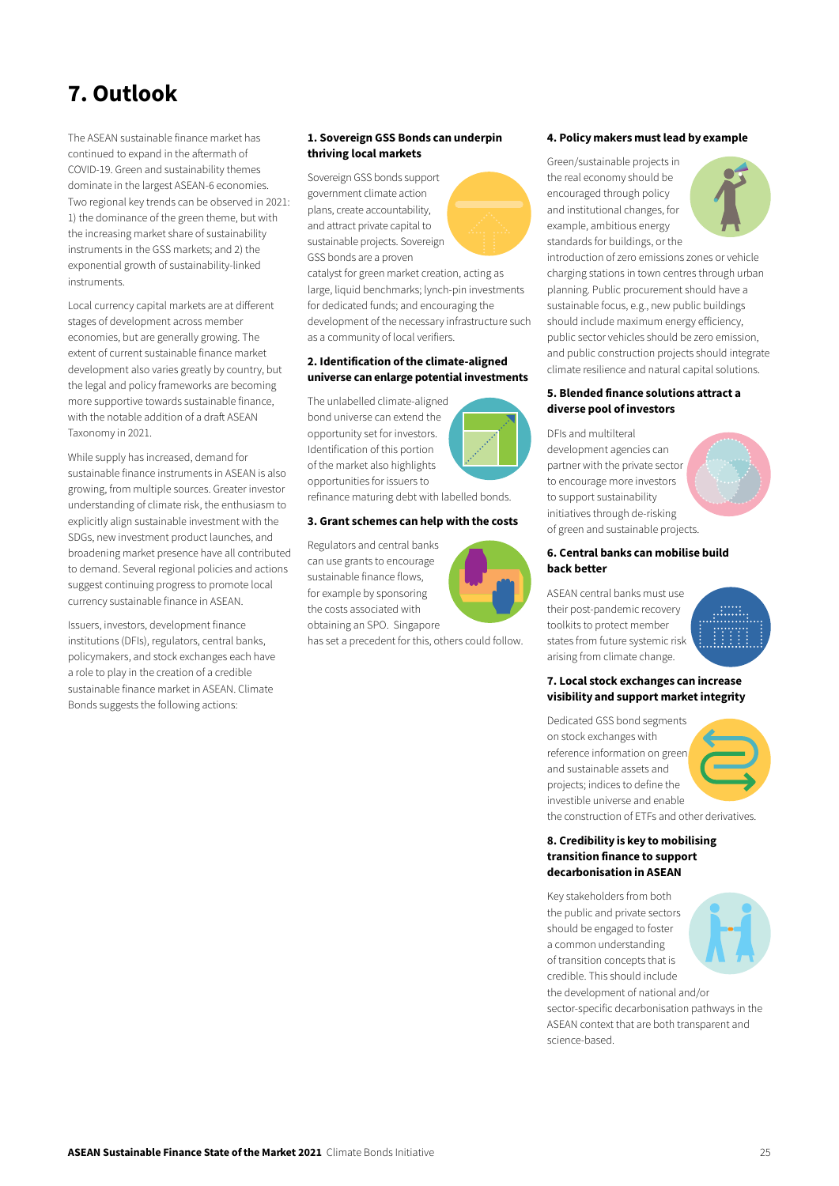# 7. Outlook

The ASEAN sustainable finance market has continued to expand in the aftermath of COVID-19. Green and sustainability themes dominate in the largest ASEAN-6 economies. Two regional key trends can be observed in 2021: 1) the dominance of the green theme, but with the increasing market share of sustainability instruments in the GSS markets; and 2) the exponential growth of sustainability-linked instruments.

Local currency capital markets are at different stages of development across member economies, but are generally growing. The extent of current sustainable finance market development also varies greatly by country, but the legal and policy frameworks are becoming more supportive towards sustainable finance, with the notable addition of a draft ASEAN Taxonomy in 2021.

While supply has increased, demand for sustainable finance instruments in ASEAN is also growing, from multiple sources. Greater investor understanding of climate risk, the enthusiasm to explicitly align sustainable investment with the SDGs, new investment product launches, and broadening market presence have all contributed to demand. Several regional policies and actions suggest continuing progress to promote local currency sustainable finance in ASEAN.

Issuers, investors, development finance institutions (DFIs), regulators, central banks, policymakers, and stock exchanges each have a role to play in the creation of a credible sustainable finance market in ASEAN. Climate Bonds suggests the following actions:

### 1. Sovereign GSS Bonds can underpin thriving local markets

Sovereign GSS bonds support government climate action plans, create accountability, and attract private capital to sustainable projects. Sovereign GSS bonds are a proven catalyst for green market creation, acting as large, liquid benchmarks; lynch-pin investments for dedicated funds; and encouraging the development of the necessary infrastructure such as a community of local verifiers.

### 2. Identification of the climate-aligned universe can enlarge potential investments

The unlabelled climate-aligned bond universe can extend the opportunity set for investors. Identification of this portion of the market also highlights opportunities for issuers to refinance maturing debt with labelled bonds.

### 3. Grant schemes can help with the costs

Regulators and central banks can use grants to encourage sustainable finance flows, for example by sponsoring the costs associated with obtaining an SPO. Singapore has set a precedent for this, others could follow.

### 4. Policy makers must lead by example

Green/sustainable projects in the real economy should be encouraged through policy and institutional changes, for example, ambitious energy standards for buildings, or the introduction of zero emissions zones or vehicle charging stations in town centres through urban planning. Public procurement should have a sustainable focus, e.g., new public buildings should include maximum energy efficiency, public sector vehicles should be zero emission, and public construction projects should integrate climate resilience and natural capital solutions.

### 5. Blended finance solutions attract a diverse pool of investors

DFIs and multilteral development agencies can partner with the private sector to encourage more investors to support sustainability initiatives through de-risking of green and sustainable projects.

### 6. Central banks can mobilise build back better

ASEAN central banks must use their post-pandemic recovery toolkits to protect member states from future systemic risk arising from climate change.

### 7. Local stock exchanges can increase visibility and support market integrity

Dedicated GSS bond segments on stock exchanges with reference information on green and sustainable assets and projects; indices to define the investible universe and enable the construction of ETFs and other derivatives.

### 8. Credibility is key to mobilising transition finance to support decarbonisation in ASEAN

Key stakeholders from both the public and private sectors should be engaged to foster a common understanding of transition concepts that is credible. This should include the development of national and/or sector-specific decarbonisation pathways in the ASEAN context that are both transparent and science-based.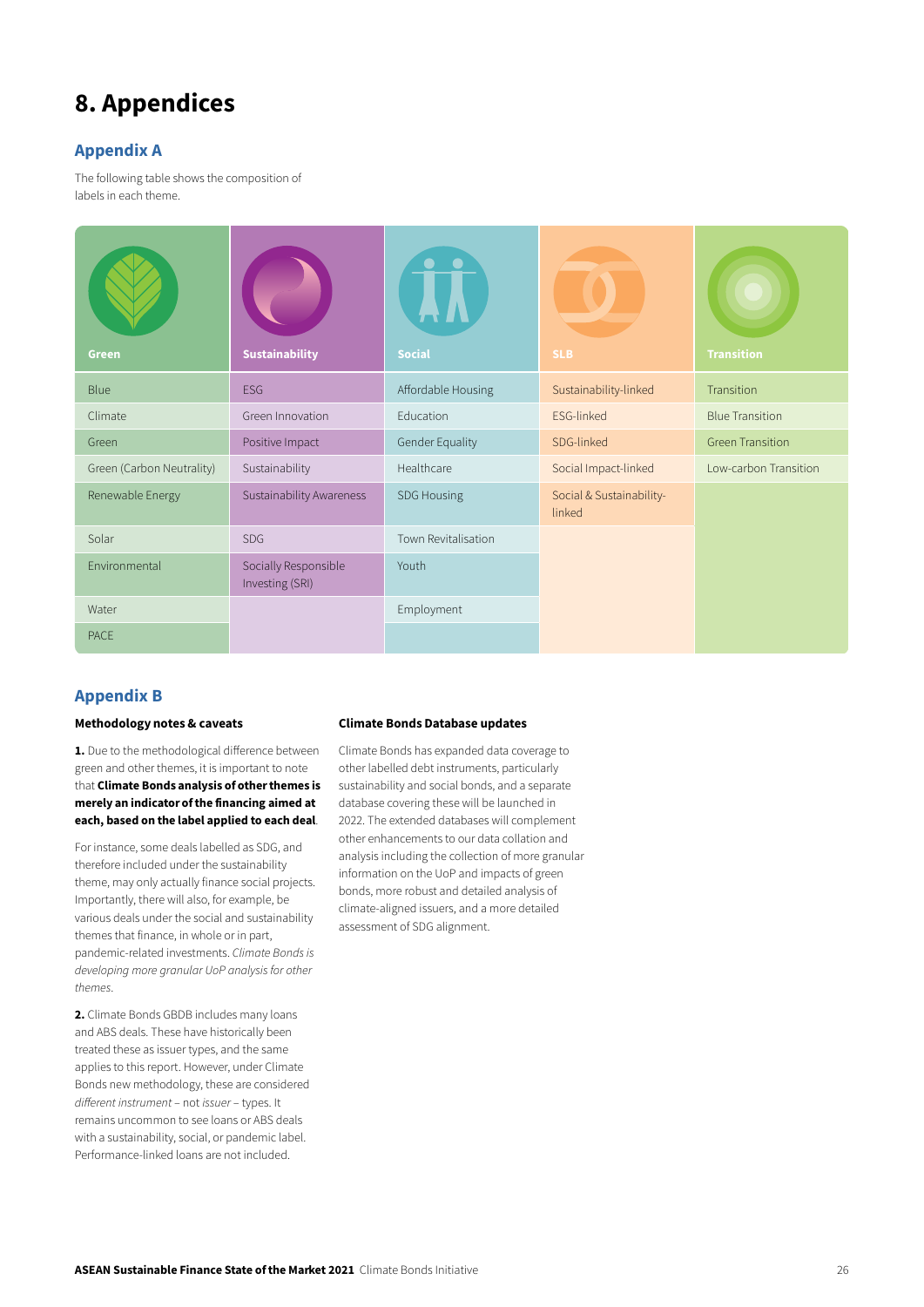# 8. Appendices

## Appendix A

The following table shows the composition of labels in each theme.

| Green | Sustainability | Social | SLB | Transition |
|---|---|---|---|---|
| Blue | ESG | Affordable Housing | Sustainability-linked | Transition |
| Climate | Green Innovation | Education | ESG-linked | Blue Transition |
| Green | Positive Impact | Gender Equality | SDG-linked | Green Transition |
| Green (Carbon Neutrality) | Sustainability | Healthcare | Social Impact-linked | Low-carbon Transition |
| Renewable Energy | Sustainability Awareness | SDG Housing | Social & Sustainability-linked | |
| Solar | SDG | Town Revitalisation | | |
| Environmental | Socially Responsible Investing (SRI) | Youth | | |
| Water | | Employment | | |
| PACE | | | | |

## Appendix B

### Methodology notes & caveats

**1.** Due to the methodological difference between green and other themes, it is important to note that **Climate Bonds analysis of other themes is merely an indicator of the financing aimed at each, based on the label applied to each deal**.

For instance, some deals labelled as SDG, and therefore included under the sustainability theme, may only actually finance social projects. Importantly, there will also, for example, be various deals under the social and sustainability themes that finance, in whole or in part, pandemic-related investments. *Climate Bonds is developing more granular UoP analysis for other themes.*

**2.** Climate Bonds GBDB includes many loans and ABS deals. These have historically been treated these as issuer types, and the same applies to this report. However, under Climate Bonds new methodology, these are considered *different instrument* – not *issuer* – types. It remains uncommon to see loans or ABS deals with a sustainability, social, or pandemic label. Performance-linked loans are not included.

### Climate Bonds Database updates

Climate Bonds has expanded data coverage to other labelled debt instruments, particularly sustainability and social bonds, and a separate database covering these will be launched in 2022. The extended databases will complement other enhancements to our data collation and analysis including the collection of more granular information on the UoP and impacts of green bonds, more robust and detailed analysis of climate-aligned issuers, and a more detailed assessment of SDG alignment.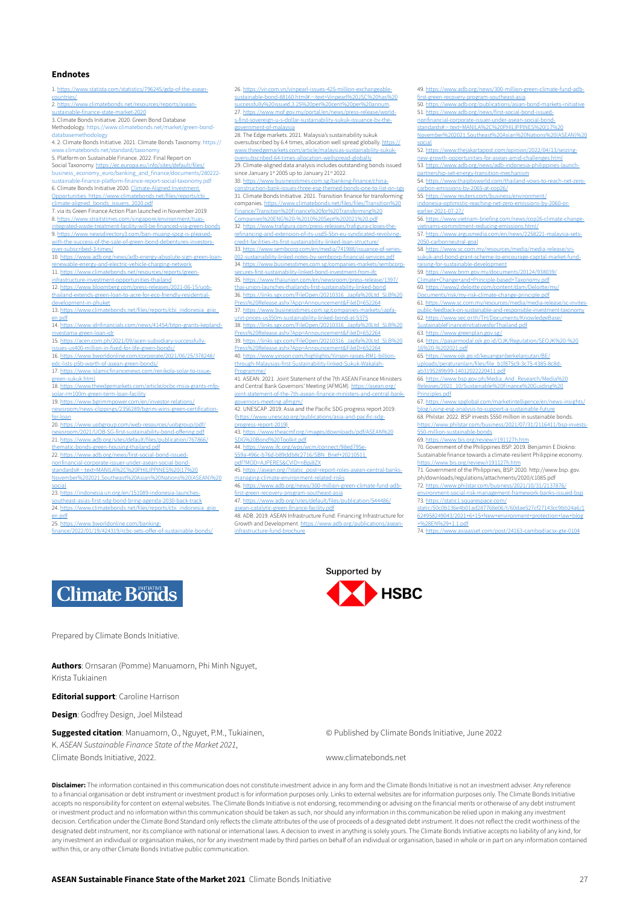## Endnotes

1. https://www.statista.com/statistics/796245/gdp-of-the-asean-countries/
2. https://www.climatebonds.net/resources/reports/asean-sustainable-finance-state-market-2020
3. Climate Bonds Initiative. 2020. Green Bond Database Methodology. https://www.climatebonds.net/market/green-bond-databasemethodology
4. 2. Climate Bonds Initiative. 2021. Climate Bonds Taxonomy. https://www.climatebonds.net/standard/taxonomy
5. Platform on Sustainable Finance. 2022. Final Report on Social Taxonomy. https://ec.europa.eu/info/sites/default/files/business_economy_euro/banking_and_finance/documents/280222-sustainable-finance-platform-finance-report-social-taxonomy.pdf
6. Climate Bonds Initiative 2020. Climate-Aligned Investment Opportunities. https://www.climatebonds.net/files/reports/cbi_climate-aligned_bonds_issuers_2020.pdf
7. via its Green Finance Action Plan launched in November 2019
8. https://www.straitstimes.com/singapore/environment/tuas-integrated-waste-treatment-facility-will-be-financed-via-green-bonds
9. https://www.newsdirectory3.com/ban-muang-spcg-is-pleased-with-the-success-of-the-sale-of-green-bond-debentures-investors-over-subscribed-3-times/
10. https://www.adb.org/news/adb-energy-absolute-sign-green-loan-renewable-energy-and-electric-vehicle-charging-network
11. https://www.climatebonds.net/resources/reports/green-infrastructure-investment-opportunities-thailand
12. https://www.bloomberg.com/press-releases/2021-06-15/uob-thailand-extends-green-loan-to-acre-for-eco-friendly-residential-development-in-phuket
13. https://www.climatebonds.net/files/reports/cbi_indonesia_gio_en.pdf
14. https://www.idnfinancials.com/news/41454/btpn-grants-kepland-investama-green-loan-idr
15. https://acen.com.ph/2021/09/acen-subsidiary-successfully-issues-us400-million-in-fixed-for-life-green-bonds/
16. https://www.bworldonline.com/corporate/2021/06/25/378248/edc-lists-p5b-worth-of-asean-green-bonds/
17. https://www.islamicfinancenews.com/renikola-solar-to-issue-green-sukuk.html
18. https://www.theedgemarkets.com/article/ocbc-msia-grants-mfp-solar-rm100m-green-term-loan-facility
19. https://www.bgrimmpower.com/en/investor-relations/newsroom/news-clippings/2356289/bgrim-wins-green-certification-for-loan
20. https://www.uobgroup.com/web-resources/uobgroup/pdf/newsroom/2021/UOB-SG-first-sustainability-bond-offering.pdf
21. https://www.adb.org/sites/default/files/publication/767866/thematic-bonds-green-housing-thailand.pdf
22. https://www.adb.org/news/first-social-bond-issued-nonfinancial-corporate-issuer-under-asean-social-bond-standards#:~:text=MANILA%2C%20PHILIPPINES%20(17%20November%202021,Southeast%20Asian%20Nations%20(ASEAN)%20social
23. https://indonesia.un.org/en/151089-indonesia-launches-southeast-asias-first-sdg-bond-bring-agenda-2030-back-track
24. https://www.climatebonds.net/files/reports/cbi_indonesia_gio_en.pdf
25. https://www.bworldonline.com/banking-finance/2022/01/19/424319/rcbc-sets-offer-of-sustainable-bonds/
26. https://vir.com.vn/vinpearl-issues-425-million-exchangeable-sustainable-bond-88160.html#:~:text=Vinpearl%20JSC%20has%20successfully%20issued,3.25%20per%20cent%20per%20annum.
27. https://www.mof.gov.my/portal/en/news/press-release/world-s-first-sovereign-u-s-dollar-sustainability-sukuk-issuance-by-the-government-of-malaysia
28. The Edge markets. 2021. Malaysia's sustainability sukuk oversubscribed by 6.4 times, allocation well spread globally. https://www.theedgemarkets.com/article/malaysias-sustainability-sukuk-oversubscribed-64-times-allocation-wellspread-globally
29. Climate-aligned data analysis includes outstanding bonds issued since January 1st 2005 up to January 21st 2022.
30. https://www.businesstimes.com.sg/banking-finance/china-construction-bank-issues-three-esg-themed-bonds-one-to-list-on-sgx
31. Climate Bonds Initiative. 2021. Transition finance for transforming companies. https://www.climatebonds.net/files/files/Transition%20Finance/Transition%20Finance%20for%20Transforming%20Companies%20ENG%20-%2010%20Sept%202021%20.pdf
32. https://www.trafigura.com/press-releases/trafigura-closes-the-refinancing-and-extension-of-its-usd5-5bn-eu-syndicated-revolving-credit-facilities-its-first-sustainability-linked-loan-structure/
33. https://www.sembcorp.com/en/media/741988/issuance-of-series-002-sustainability-linked-notes-by-sembcorp-financial-services.pdf
34. https://www.businesstimes.com.sg/companies-markets/sembcorp-secures-first-sustainability-linked-bond-investment-from-ifc
35. https://www.thaiunion.com/en/newsroom/press-release/1397/thai-union-launches-thailands-first-sustainability-linked-bond
36. https://links.sgx.com/FileOpen/20210316_Japfa%20Ltd_SLB%20Press%20Release.ashx?App=Announcement&FileID=652264
37. https://www.businesstimes.com.sg/companies-markets/japfa-unit-prices-us350m-sustainability-linked-bond-at-5375
38. https://links.sgx.com/FileOpen/20210316_Japfa%20Ltd_SLB%20Press%20Release.ashx?App=Announcement&FileID=652264
39. https://links.sgx.com/FileOpen/20210316_Japfa%20Ltd_SLB%20Press%20Release.ashx?App=Announcement&FileID=652264
40. https://www.yinson.com/highlights/Yinson-raises-RM1-billion-through-Malaysias-first-Sustainability-linked-Sukuk-Wakalah-Programme/
41. ASEAN. 2021. Joint Statement of the 7th ASEAN Finance Ministers and Central Bank Governors' Meeting (AFMGM). https://asean.org/joint-statement-of-the-7th-asean-finance-ministers-and-central-bank-governors-meeting-afmgm/
42. UNESCAP .2019. Asia and the Pacific SDG progress report 2019. (https://www.unescap.org/publications/asia-and-pacific-sdg-progress-report-2019)
43. https://www.theacmf.org/images/downloads/pdf/ASEAN%20SDG%20Bond%20Toolkit.pdf
44. https://www.ifc.org/wps/wcm/connect/98ed795e-559a-496c-b76d-b89ddb8c2716/SBN_Brief+20210511.pdf?MOD=AJPERES&CVID=nBpj8ZX
45. https://asean.org/?static_post=report-roles-asean-central-banks-managing-climate-environment-related-risks
46. https://www.adb.org/news/300-million-green-climate-fund-adb-first-green-recovery-program-southeast-asia
47. https://www.adb.org/sites/default/files/publication/544486/asean-catalytic-green-finance-facility.pdf
48. ADB. 2019. ASEAN Infrastructure Fund: Financing Infrastructure for Growth and Development. https://www.adb.org/publications/asean-infrastructure-fund-brochure
49. https://www.adb.org/news/300-million-green-climate-fund-adb-first-green-recovery-program-southeast-asia
50. https://www.adb.org/publications/asian-bond-markets-initiative
51. https://www.adb.org/news/first-social-bond-issued-nonfinancial-corporate-issuer-under-asean-social-bond-standards#:~:text=MANILA%2C%20PHILIPPINES%20(17%20November%202021,Southeast%20Asian%20Nations%20(ASEAN)%20social
52. https://www.thejakartapost.com/opinion/2022/04/13/seizing-new-growth-opportunities-for-asean-amid-challenges.html
53. https://www.adb.org/news/adb-indonesia-philippines-launch-partnership-set-energy-transition-mechanism
54. https://www.thaipbsworld.com/thailand-vows-to-reach-net-zero-carbon-emissions-by-2065-at-cop26/
55. https://www.reuters.com/business/environment/indonesia-optimistic-reaching-net-zero-emissions-by-2060-or-earlier-2021-07-27/
56. https://www.vietnam-briefing.com/news/cop26-climate-change-vietnams-commitment-reducing-emissions.html/
57. https://www.argusmedia.com/en/news/2258221-malaysia-sets-2050-carbonneutral-goal
58. https://www.sc.com.my/resources/media/media-release/sri-sukuk-and-bond-grant-scheme-to-encourage-capital-market-fund-raising-for-sustainable-development
59. https://www.bnm.gov.my/documents/20124/938039/Climate+Change+and+Principle-based+Taxonomy.pdf
60. https://www2.deloitte.com/content/dam/Deloitte/my/Documents/risk/my-risk-climate-change-principle.pdf
61. https://www.sc.com.my/resources/media/media-release/sc-invites-public-feedback-on-sustainable-and-responsible-investment-taxonomy
62. https://www.sec.or.th/TH/Documents/KnowledgeBase/SustainableFinanceInitiativesforThailand.pdf
63. https://www.greenplan.gov.sg/
64. https://pasarmodal.ojk.go.id/OJK/Regulation/SEOJK%20-%2016%20-%202021.pdf
65. https://www.ojk.go.id/keuanganberkelanjutan/BE/uploads/peraturanlain/files/file_b1f875c9-3c75-4385-8c8d-ab3195289b99-14012022220411.pdf
66. https://www.bsp.gov.ph/Media_And_Research/Media%20Releases/2021_10/Sustainable%20Finance%20Guiding%20Principles.pdf
67. https://www.spglobal.com/marketintelligence/en/news-insights/blog/using-esg-analysis-to-support-a-sustainable-future
68. Philstar. 2022. BSP invests $550 million in sustainable bonds. https://www.philstar.com/business/2021/07/31/2116411/bsp-invests-550-million-sustainable-bonds
69. https://www.bis.org/review/r191127h.htm
70. Government of the Philippines BSP. 2019. Benjamin E Diokno: Sustainable finance towards a climate-resilient Philippine economy. https://www.bis.org/review/r191127h.htm
71. Government of the Philippines, BSP. 2020. http://www.bsp.gov.ph/downloads/regulations/attachments/2020/c1085.pdf
72. https://www.philstar.com/business/2021/10/31/2137876/environment-social-risk-management-framework-banks-issued-bsp
73. https://static1.squarespace.com/static/50c0b136e4b01ad287768e06/t/60dae527cf27143cc9bb24a6/1624958249043/2021+6+15+New+environment+protection+law+blog+%28EN%29+1.1.pdf
74. https://www.asiaasset.com/post/24163-cambodiacsx-gte-0104

Climate Bonds Initiative

Supported by HSBC

Prepared by Climate Bonds Initiative.

**Authors**: Ornsaran (Pomme) Manuamorn, Phi Minh Nguyet, Krista Tukiainen

**Editorial support**: Caroline Harrison

**Design**: Godfrey Design, Joel Milstead

**Suggested citation**: Manuamorn, O., Nguyet, P.M., Tukiainen, K. *ASEAN Sustainable Finance State of the Market 2021*, Climate Bonds Initiative, 2022.

© Published by Climate Bonds Initiative, June 2022

www.climatebonds.net

**Disclaimer:** The information contained in this communication does not constitute investment advice in any form and the Climate Bonds Initiative is not an investment adviser. Any reference to a financial organisation or debt instrument or investment product is for information purposes only. Links to external websites are for information purposes only. The Climate Bonds Initiative accepts no responsibility for content on external websites. The Climate Bonds Initiative is not endorsing, recommending or advising on the financial merits or otherwise of any debt instrument or investment product and no information within this communication should be taken as such, nor should any information in this communication be relied upon in making any investment decision. Certification under the Climate Bond Standard only reflects the climate attributes of the use of proceeds of a designated debt instrument. It does not reflect the credit worthiness of the designated debt instrument, nor its compliance with national or international laws. A decision to invest in anything is solely yours. The Climate Bonds Initiative accepts no liability of any kind, for any investment an individual or organisation makes, nor for any investment made by third parties on behalf of an individual or organisation, based in whole or in part on any information contained within this, or any other Climate Bonds Initiative public communication.